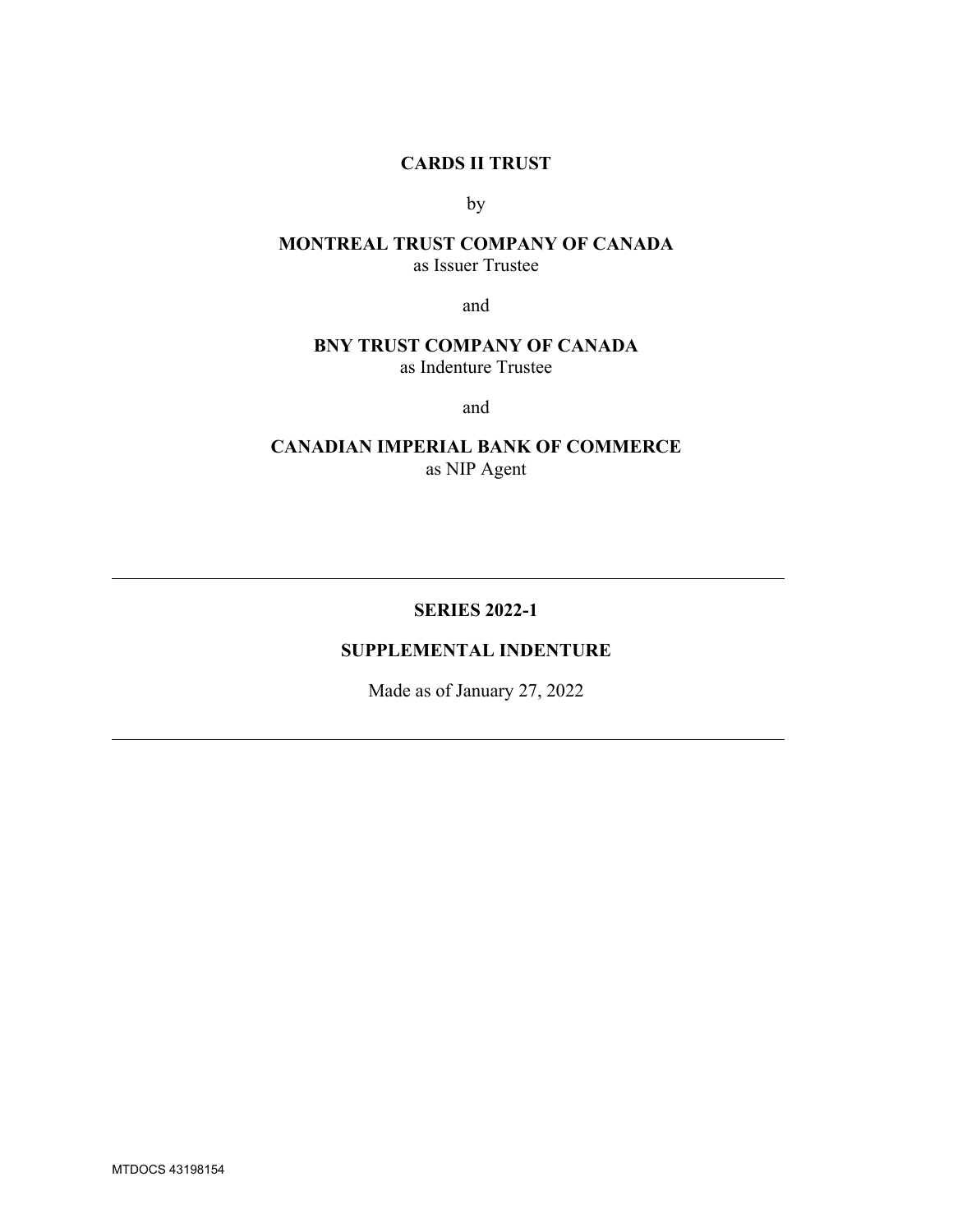**CARDS II TRUST**

by

**MONTREAL TRUST COMPANY OF CANADA**
as Issuer Trustee

and

**BNY TRUST COMPANY OF CANADA**
as Indenture Trustee

and

**CANADIAN IMPERIAL BANK OF COMMERCE**
as NIP Agent

---

**SERIES 2022-1**

**SUPPLEMENTAL INDENTURE**

Made as of January 27, 2022

---

MTDOCS 43198154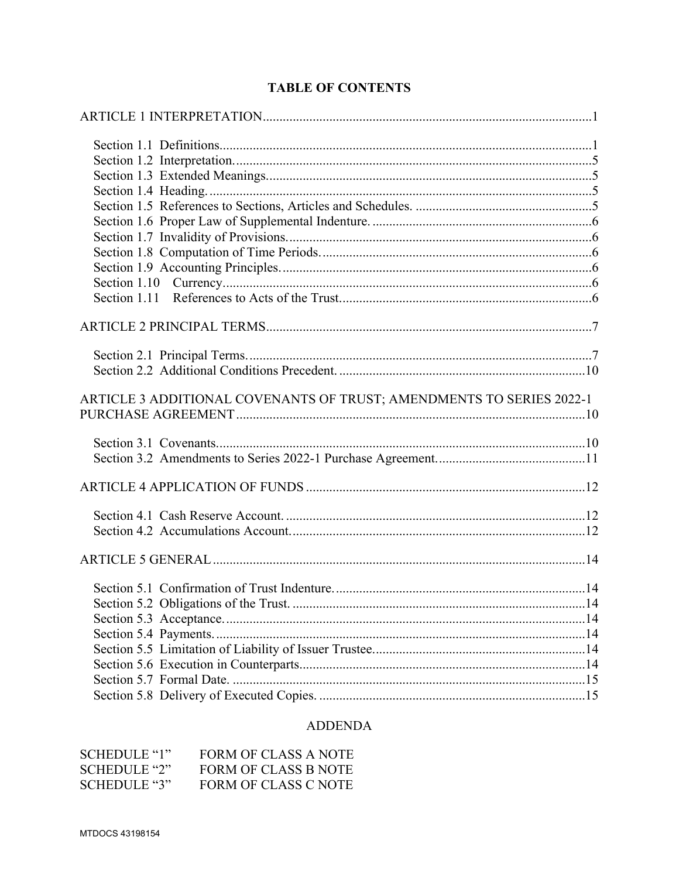# TABLE OF CONTENTS

ARTICLE 1 INTERPRETATION....................................................................................................1

- Section 1.1 Definitions...............................................................................................................1
- Section 1.2 Interpretation...........................................................................................................5
- Section 1.3 Extended Meanings.................................................................................................5
- Section 1.4 Heading....................................................................................................................5
- Section 1.5 References to Sections, Articles and Schedules. .....................................................5
- Section 1.6 Proper Law of Supplemental Indenture. .................................................................6
- Section 1.7 Invalidity of Provisions...........................................................................................6
- Section 1.8 Computation of Time Periods.................................................................................6
- Section 1.9 Accounting Principles.............................................................................................6
- Section 1.10 Currency...............................................................................................................6
- Section 1.11 References to Acts of the Trust............................................................................6

ARTICLE 2 PRINCIPAL TERMS...................................................................................................7

- Section 2.1 Principal Terms.......................................................................................................7
- Section 2.2 Additional Conditions Precedent. .........................................................................10

ARTICLE 3 ADDITIONAL COVENANTS OF TRUST; AMENDMENTS TO SERIES 2022-1 PURCHASE AGREEMENT.........................................................................................................10

- Section 3.1 Covenants..............................................................................................................10
- Section 3.2 Amendments to Series 2022-1 Purchase Agreement.............................................11

ARTICLE 4 APPLICATION OF FUNDS ....................................................................................12

- Section 4.1 Cash Reserve Account. .........................................................................................12
- Section 4.2 Accumulations Account........................................................................................12

ARTICLE 5 GENERAL ................................................................................................................14

- Section 5.1 Confirmation of Trust Indenture...........................................................................14
- Section 5.2 Obligations of the Trust. ........................................................................................14
- Section 5.3 Acceptance.............................................................................................................14
- Section 5.4 Payments................................................................................................................14
- Section 5.5 Limitation of Liability of Issuer Trustee...............................................................14
- Section 5.6 Execution in Counterparts.....................................................................................14
- Section 5.7 Formal Date. .........................................................................................................15
- Section 5.8 Delivery of Executed Copies. ................................................................................15

## ADDENDA

| | |
|---|---|
| SCHEDULE "1" | FORM OF CLASS A NOTE |
| SCHEDULE "2" | FORM OF CLASS B NOTE |
| SCHEDULE "3" | FORM OF CLASS C NOTE |

MTDOCS 43198154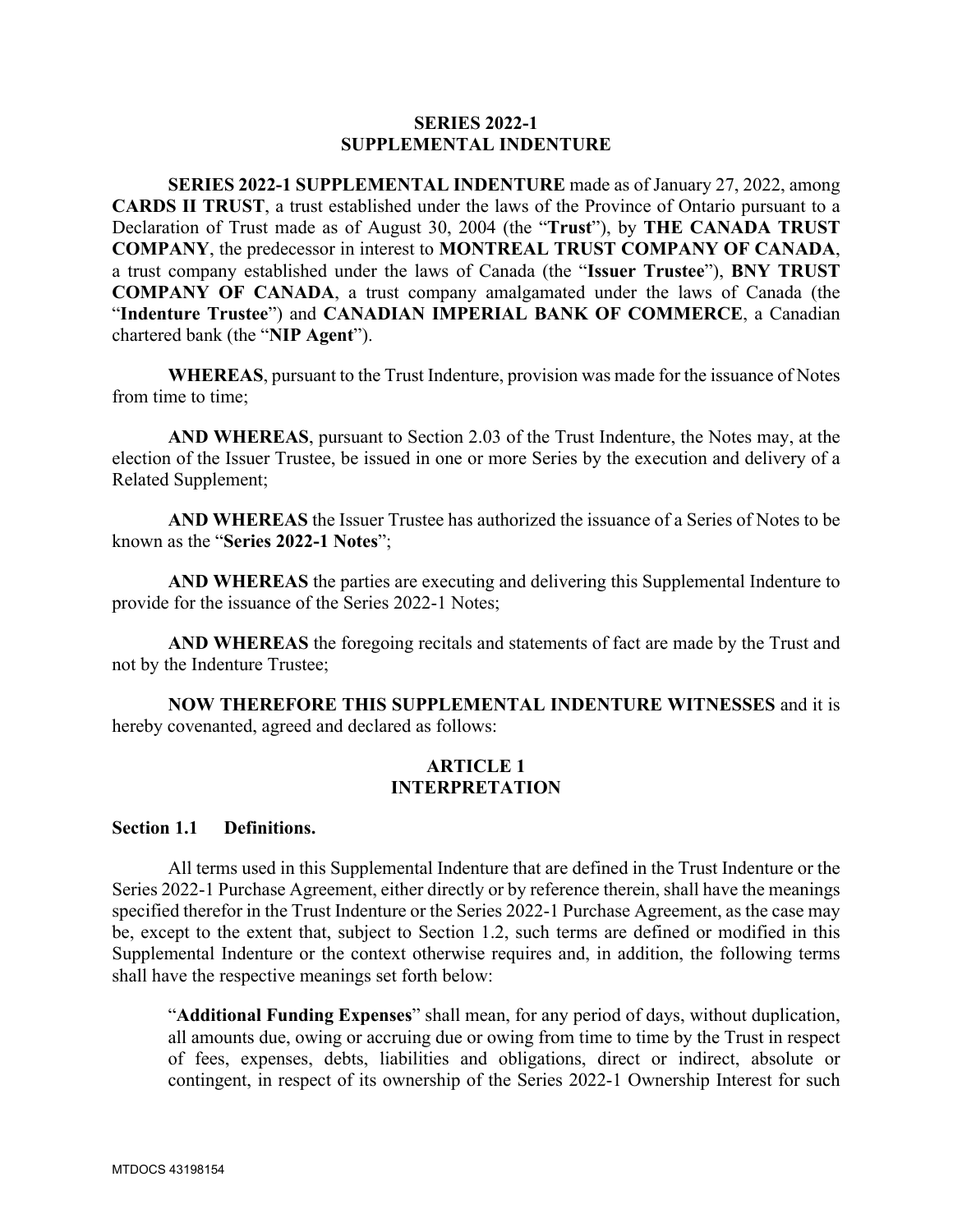**SERIES 2022-1**
**SUPPLEMENTAL INDENTURE**

**SERIES 2022-1 SUPPLEMENTAL INDENTURE** made as of January 27, 2022, among **CARDS II TRUST**, a trust established under the laws of the Province of Ontario pursuant to a Declaration of Trust made as of August 30, 2004 (the "**Trust**"), by **THE CANADA TRUST COMPANY**, the predecessor in interest to **MONTREAL TRUST COMPANY OF CANADA**, a trust company established under the laws of Canada (the "**Issuer Trustee**"), **BNY TRUST COMPANY OF CANADA**, a trust company amalgamated under the laws of Canada (the "**Indenture Trustee**") and **CANADIAN IMPERIAL BANK OF COMMERCE**, a Canadian chartered bank (the "**NIP Agent**").

**WHEREAS**, pursuant to the Trust Indenture, provision was made for the issuance of Notes from time to time;

**AND WHEREAS**, pursuant to Section 2.03 of the Trust Indenture, the Notes may, at the election of the Issuer Trustee, be issued in one or more Series by the execution and delivery of a Related Supplement;

**AND WHEREAS** the Issuer Trustee has authorized the issuance of a Series of Notes to be known as the "**Series 2022-1 Notes**";

**AND WHEREAS** the parties are executing and delivering this Supplemental Indenture to provide for the issuance of the Series 2022-1 Notes;

**AND WHEREAS** the foregoing recitals and statements of fact are made by the Trust and not by the Indenture Trustee;

**NOW THEREFORE THIS SUPPLEMENTAL INDENTURE WITNESSES** and it is hereby covenanted, agreed and declared as follows:

## ARTICLE 1
## INTERPRETATION

### Section 1.1 Definitions.

All terms used in this Supplemental Indenture that are defined in the Trust Indenture or the Series 2022-1 Purchase Agreement, either directly or by reference therein, shall have the meanings specified therefor in the Trust Indenture or the Series 2022-1 Purchase Agreement, as the case may be, except to the extent that, subject to Section 1.2, such terms are defined or modified in this Supplemental Indenture or the context otherwise requires and, in addition, the following terms shall have the respective meanings set forth below:

"**Additional Funding Expenses**" shall mean, for any period of days, without duplication, all amounts due, owing or accruing due or owing from time to time by the Trust in respect of fees, expenses, debts, liabilities and obligations, direct or indirect, absolute or contingent, in respect of its ownership of the Series 2022-1 Ownership Interest for such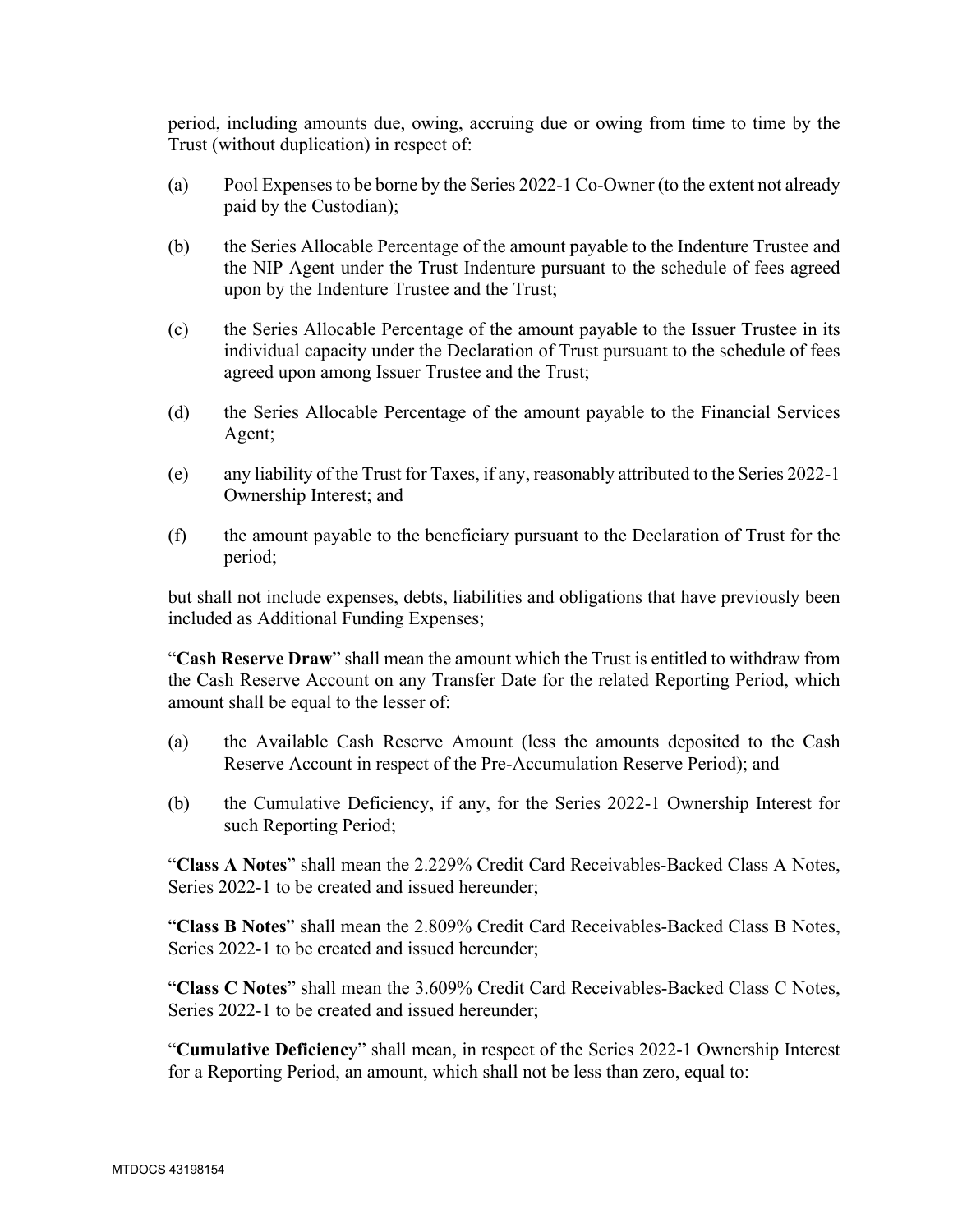period, including amounts due, owing, accruing due or owing from time to time by the Trust (without duplication) in respect of:

(a) Pool Expenses to be borne by the Series 2022-1 Co-Owner (to the extent not already paid by the Custodian);

(b) the Series Allocable Percentage of the amount payable to the Indenture Trustee and the NIP Agent under the Trust Indenture pursuant to the schedule of fees agreed upon by the Indenture Trustee and the Trust;

(c) the Series Allocable Percentage of the amount payable to the Issuer Trustee in its individual capacity under the Declaration of Trust pursuant to the schedule of fees agreed upon among Issuer Trustee and the Trust;

(d) the Series Allocable Percentage of the amount payable to the Financial Services Agent;

(e) any liability of the Trust for Taxes, if any, reasonably attributed to the Series 2022-1 Ownership Interest; and

(f) the amount payable to the beneficiary pursuant to the Declaration of Trust for the period;

but shall not include expenses, debts, liabilities and obligations that have previously been included as Additional Funding Expenses;

"**Cash Reserve Draw**" shall mean the amount which the Trust is entitled to withdraw from the Cash Reserve Account on any Transfer Date for the related Reporting Period, which amount shall be equal to the lesser of:

(a) the Available Cash Reserve Amount (less the amounts deposited to the Cash Reserve Account in respect of the Pre-Accumulation Reserve Period); and

(b) the Cumulative Deficiency, if any, for the Series 2022-1 Ownership Interest for such Reporting Period;

"**Class A Notes**" shall mean the 2.229% Credit Card Receivables-Backed Class A Notes, Series 2022-1 to be created and issued hereunder;

"**Class B Notes**" shall mean the 2.809% Credit Card Receivables-Backed Class B Notes, Series 2022-1 to be created and issued hereunder;

"**Class C Notes**" shall mean the 3.609% Credit Card Receivables-Backed Class C Notes, Series 2022-1 to be created and issued hereunder;

"**Cumulative Deficiency**" shall mean, in respect of the Series 2022-1 Ownership Interest for a Reporting Period, an amount, which shall not be less than zero, equal to: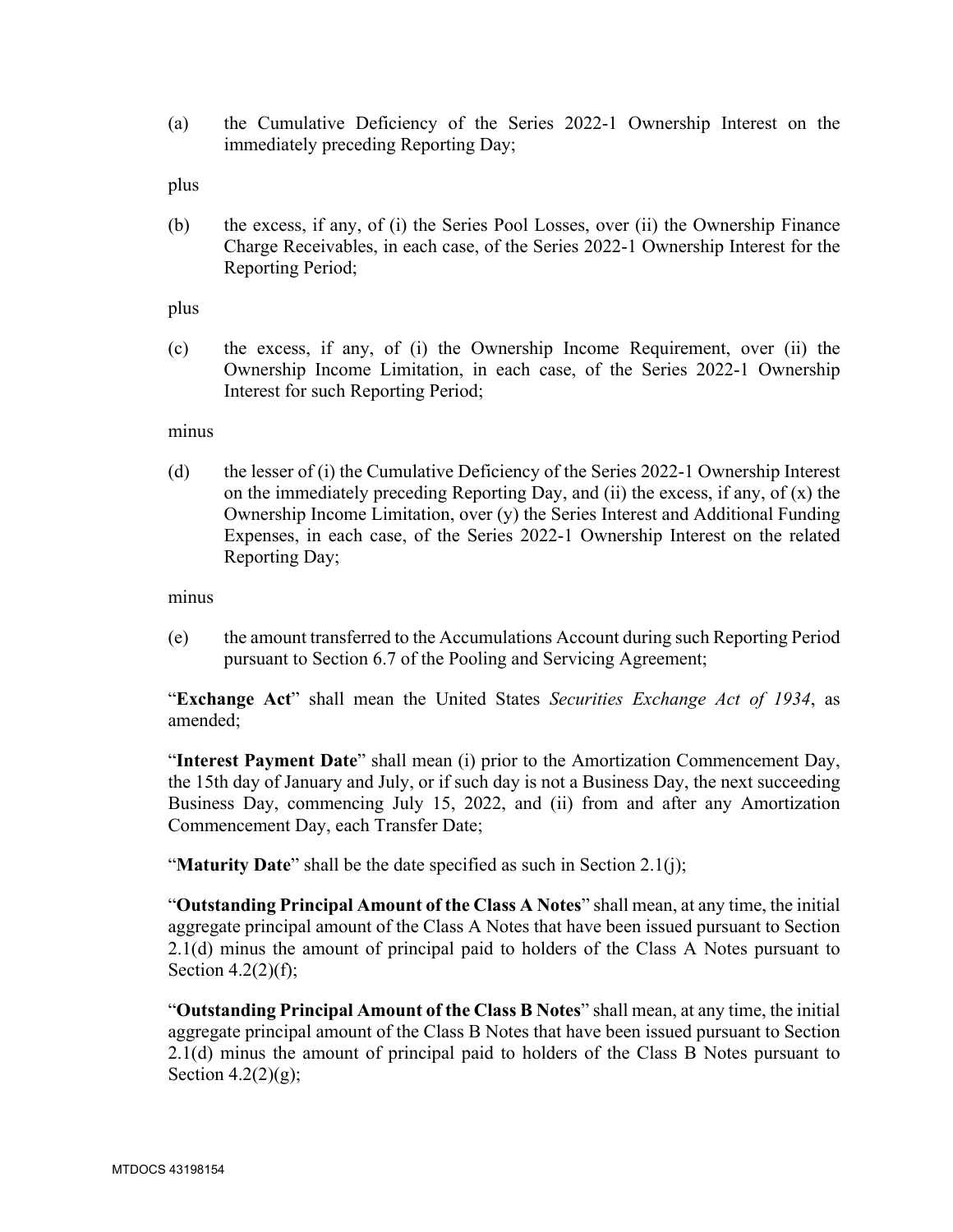(a) the Cumulative Deficiency of the Series 2022-1 Ownership Interest on the immediately preceding Reporting Day;

plus

(b) the excess, if any, of (i) the Series Pool Losses, over (ii) the Ownership Finance Charge Receivables, in each case, of the Series 2022-1 Ownership Interest for the Reporting Period;

plus

(c) the excess, if any, of (i) the Ownership Income Requirement, over (ii) the Ownership Income Limitation, in each case, of the Series 2022-1 Ownership Interest for such Reporting Period;

minus

(d) the lesser of (i) the Cumulative Deficiency of the Series 2022-1 Ownership Interest on the immediately preceding Reporting Day, and (ii) the excess, if any, of (x) the Ownership Income Limitation, over (y) the Series Interest and Additional Funding Expenses, in each case, of the Series 2022-1 Ownership Interest on the related Reporting Day;

minus

(e) the amount transferred to the Accumulations Account during such Reporting Period pursuant to Section 6.7 of the Pooling and Servicing Agreement;

"**Exchange Act**" shall mean the United States *Securities Exchange Act of 1934*, as amended;

"**Interest Payment Date**" shall mean (i) prior to the Amortization Commencement Day, the 15th day of January and July, or if such day is not a Business Day, the next succeeding Business Day, commencing July 15, 2022, and (ii) from and after any Amortization Commencement Day, each Transfer Date;

"**Maturity Date**" shall be the date specified as such in Section 2.1(j);

"**Outstanding Principal Amount of the Class A Notes**" shall mean, at any time, the initial aggregate principal amount of the Class A Notes that have been issued pursuant to Section 2.1(d) minus the amount of principal paid to holders of the Class A Notes pursuant to Section 4.2(2)(f);

"**Outstanding Principal Amount of the Class B Notes**" shall mean, at any time, the initial aggregate principal amount of the Class B Notes that have been issued pursuant to Section 2.1(d) minus the amount of principal paid to holders of the Class B Notes pursuant to Section 4.2(2)(g);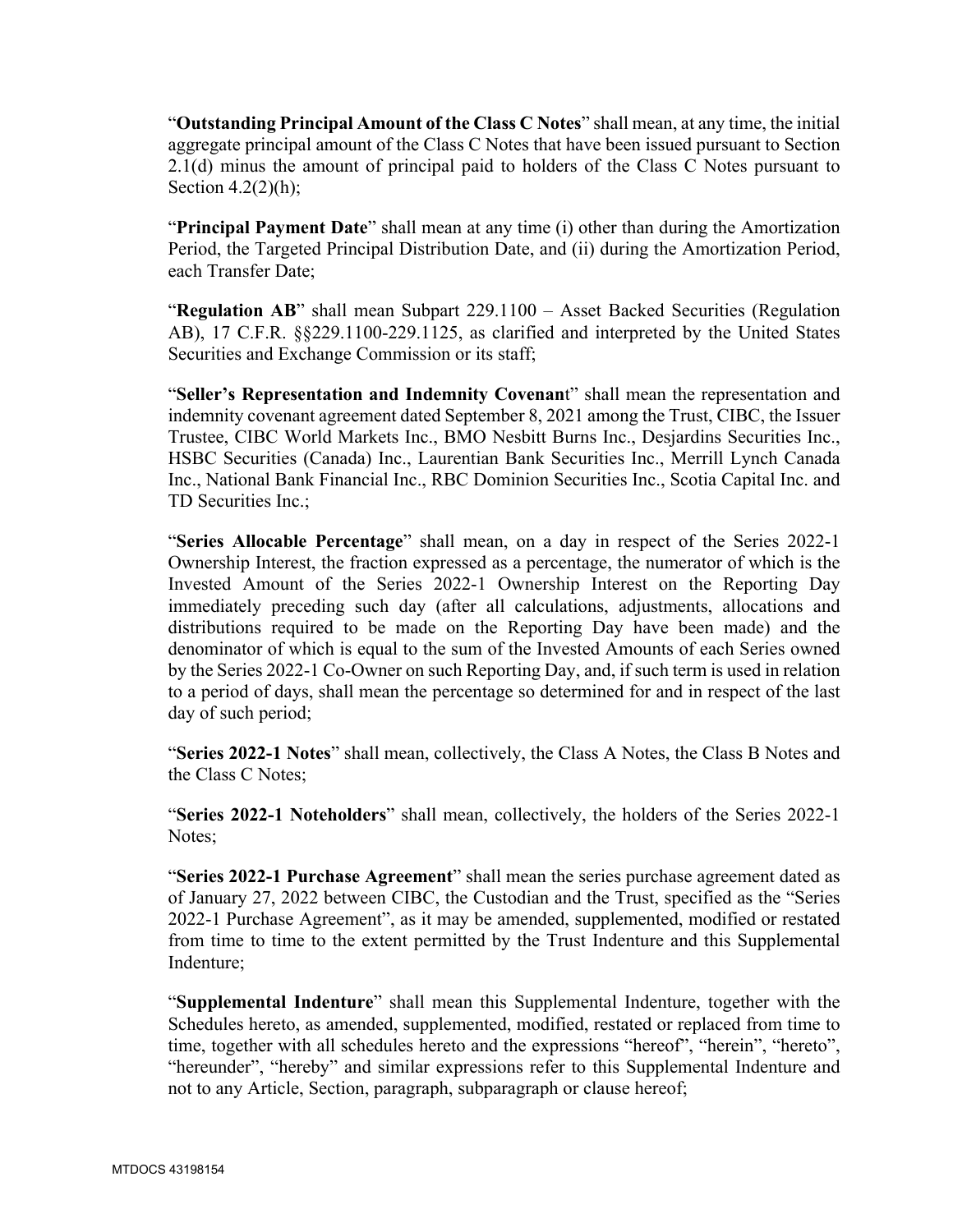"**Outstanding Principal Amount of the Class C Notes**" shall mean, at any time, the initial aggregate principal amount of the Class C Notes that have been issued pursuant to Section 2.1(d) minus the amount of principal paid to holders of the Class C Notes pursuant to Section 4.2(2)(h);

"**Principal Payment Date**" shall mean at any time (i) other than during the Amortization Period, the Targeted Principal Distribution Date, and (ii) during the Amortization Period, each Transfer Date;

"**Regulation AB**" shall mean Subpart 229.1100 – Asset Backed Securities (Regulation AB), 17 C.F.R. §§229.1100-229.1125, as clarified and interpreted by the United States Securities and Exchange Commission or its staff;

"**Seller's Representation and Indemnity Covenant**" shall mean the representation and indemnity covenant agreement dated September 8, 2021 among the Trust, CIBC, the Issuer Trustee, CIBC World Markets Inc., BMO Nesbitt Burns Inc., Desjardins Securities Inc., HSBC Securities (Canada) Inc., Laurentian Bank Securities Inc., Merrill Lynch Canada Inc., National Bank Financial Inc., RBC Dominion Securities Inc., Scotia Capital Inc. and TD Securities Inc.;

"**Series Allocable Percentage**" shall mean, on a day in respect of the Series 2022-1 Ownership Interest, the fraction expressed as a percentage, the numerator of which is the Invested Amount of the Series 2022-1 Ownership Interest on the Reporting Day immediately preceding such day (after all calculations, adjustments, allocations and distributions required to be made on the Reporting Day have been made) and the denominator of which is equal to the sum of the Invested Amounts of each Series owned by the Series 2022-1 Co-Owner on such Reporting Day, and, if such term is used in relation to a period of days, shall mean the percentage so determined for and in respect of the last day of such period;

"**Series 2022-1 Notes**" shall mean, collectively, the Class A Notes, the Class B Notes and the Class C Notes;

"**Series 2022-1 Noteholders**" shall mean, collectively, the holders of the Series 2022-1 Notes;

"**Series 2022-1 Purchase Agreement**" shall mean the series purchase agreement dated as of January 27, 2022 between CIBC, the Custodian and the Trust, specified as the "Series 2022-1 Purchase Agreement", as it may be amended, supplemented, modified or restated from time to time to the extent permitted by the Trust Indenture and this Supplemental Indenture;

"**Supplemental Indenture**" shall mean this Supplemental Indenture, together with the Schedules hereto, as amended, supplemented, modified, restated or replaced from time to time, together with all schedules hereto and the expressions "hereof", "herein", "hereto", "hereunder", "hereby" and similar expressions refer to this Supplemental Indenture and not to any Article, Section, paragraph, subparagraph or clause hereof;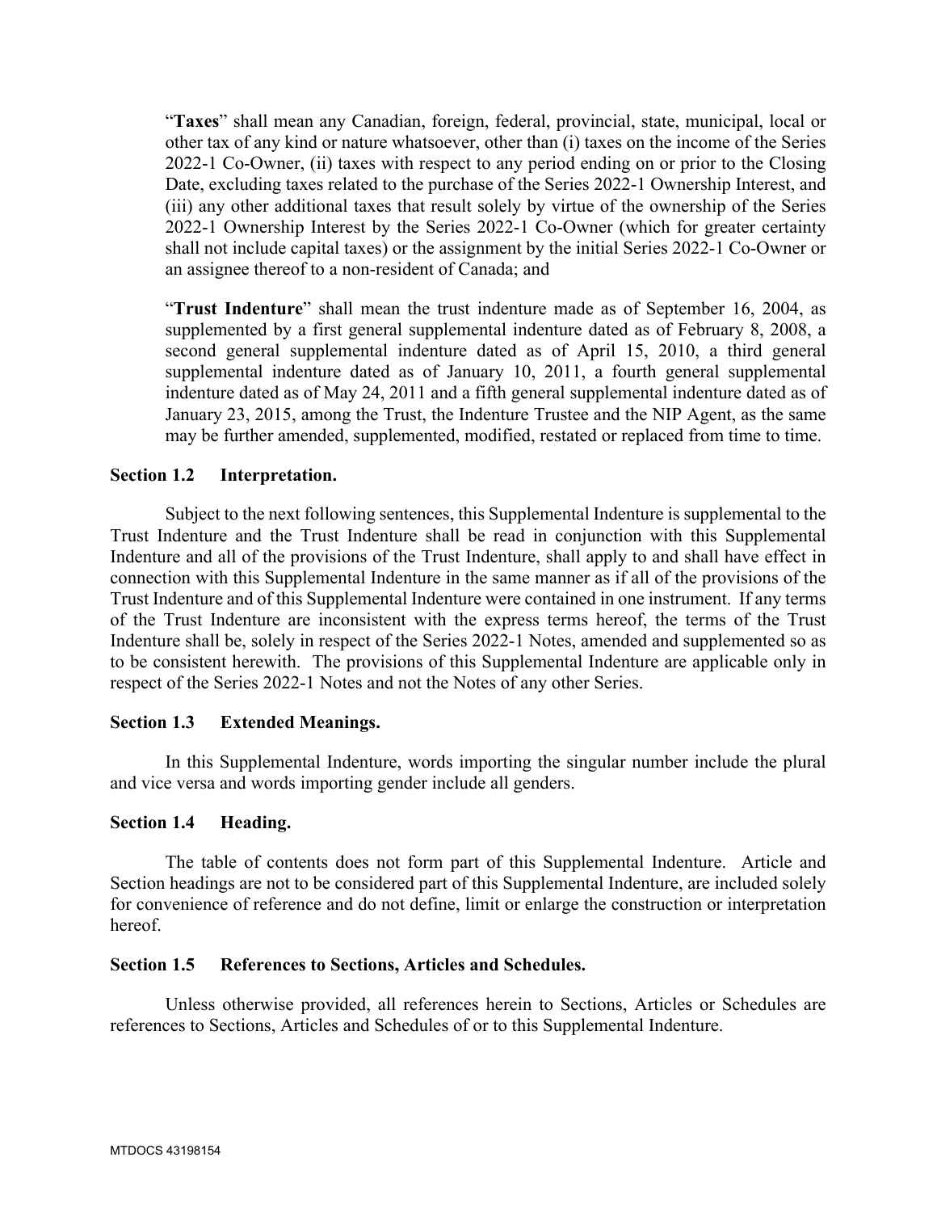"**Taxes**" shall mean any Canadian, foreign, federal, provincial, state, municipal, local or other tax of any kind or nature whatsoever, other than (i) taxes on the income of the Series 2022-1 Co-Owner, (ii) taxes with respect to any period ending on or prior to the Closing Date, excluding taxes related to the purchase of the Series 2022-1 Ownership Interest, and (iii) any other additional taxes that result solely by virtue of the ownership of the Series 2022-1 Ownership Interest by the Series 2022-1 Co-Owner (which for greater certainty shall not include capital taxes) or the assignment by the initial Series 2022-1 Co-Owner or an assignee thereof to a non-resident of Canada; and

"**Trust Indenture**" shall mean the trust indenture made as of September 16, 2004, as supplemented by a first general supplemental indenture dated as of February 8, 2008, a second general supplemental indenture dated as of April 15, 2010, a third general supplemental indenture dated as of January 10, 2011, a fourth general supplemental indenture dated as of May 24, 2011 and a fifth general supplemental indenture dated as of January 23, 2015, among the Trust, the Indenture Trustee and the NIP Agent, as the same may be further amended, supplemented, modified, restated or replaced from time to time.

### Section 1.2 Interpretation.

Subject to the next following sentences, this Supplemental Indenture is supplemental to the Trust Indenture and the Trust Indenture shall be read in conjunction with this Supplemental Indenture and all of the provisions of the Trust Indenture, shall apply to and shall have effect in connection with this Supplemental Indenture in the same manner as if all of the provisions of the Trust Indenture and of this Supplemental Indenture were contained in one instrument. If any terms of the Trust Indenture are inconsistent with the express terms hereof, the terms of the Trust Indenture shall be, solely in respect of the Series 2022-1 Notes, amended and supplemented so as to be consistent herewith. The provisions of this Supplemental Indenture are applicable only in respect of the Series 2022-1 Notes and not the Notes of any other Series.

### Section 1.3 Extended Meanings.

In this Supplemental Indenture, words importing the singular number include the plural and vice versa and words importing gender include all genders.

### Section 1.4 Heading.

The table of contents does not form part of this Supplemental Indenture. Article and Section headings are not to be considered part of this Supplemental Indenture, are included solely for convenience of reference and do not define, limit or enlarge the construction or interpretation hereof.

### Section 1.5 References to Sections, Articles and Schedules.

Unless otherwise provided, all references herein to Sections, Articles or Schedules are references to Sections, Articles and Schedules of or to this Supplemental Indenture.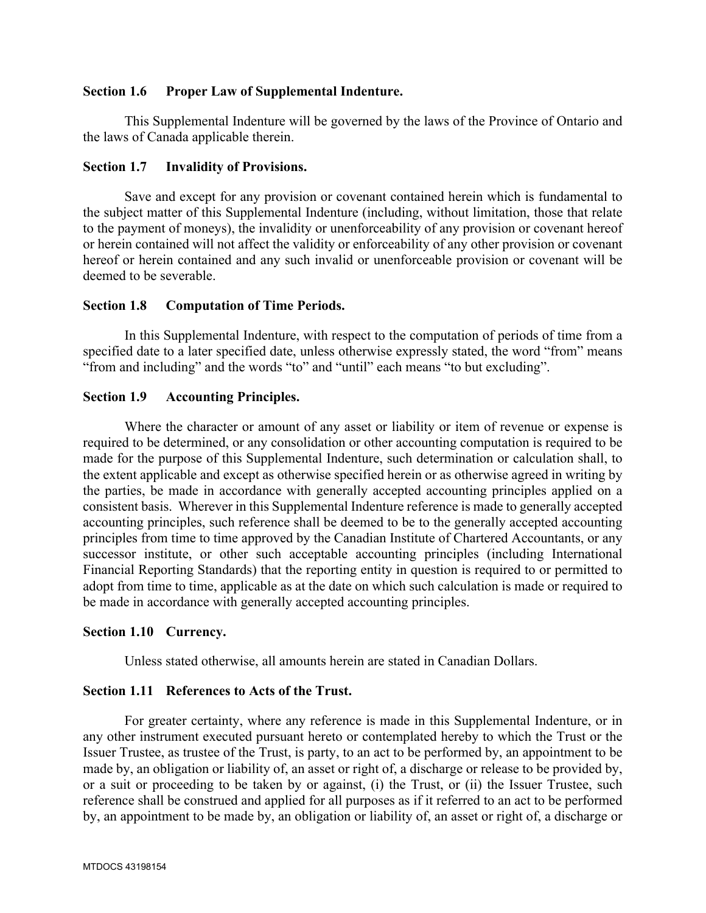**Section 1.6 Proper Law of Supplemental Indenture.**

This Supplemental Indenture will be governed by the laws of the Province of Ontario and the laws of Canada applicable therein.

**Section 1.7 Invalidity of Provisions.**

Save and except for any provision or covenant contained herein which is fundamental to the subject matter of this Supplemental Indenture (including, without limitation, those that relate to the payment of moneys), the invalidity or unenforceability of any provision or covenant hereof or herein contained will not affect the validity or enforceability of any other provision or covenant hereof or herein contained and any such invalid or unenforceable provision or covenant will be deemed to be severable.

**Section 1.8 Computation of Time Periods.**

In this Supplemental Indenture, with respect to the computation of periods of time from a specified date to a later specified date, unless otherwise expressly stated, the word "from" means "from and including" and the words "to" and "until" each means "to but excluding".

**Section 1.9 Accounting Principles.**

Where the character or amount of any asset or liability or item of revenue or expense is required to be determined, or any consolidation or other accounting computation is required to be made for the purpose of this Supplemental Indenture, such determination or calculation shall, to the extent applicable and except as otherwise specified herein or as otherwise agreed in writing by the parties, be made in accordance with generally accepted accounting principles applied on a consistent basis. Wherever in this Supplemental Indenture reference is made to generally accepted accounting principles, such reference shall be deemed to be to the generally accepted accounting principles from time to time approved by the Canadian Institute of Chartered Accountants, or any successor institute, or other such acceptable accounting principles (including International Financial Reporting Standards) that the reporting entity in question is required to or permitted to adopt from time to time, applicable as at the date on which such calculation is made or required to be made in accordance with generally accepted accounting principles.

**Section 1.10 Currency.**

Unless stated otherwise, all amounts herein are stated in Canadian Dollars.

**Section 1.11 References to Acts of the Trust.**

For greater certainty, where any reference is made in this Supplemental Indenture, or in any other instrument executed pursuant hereto or contemplated hereby to which the Trust or the Issuer Trustee, as trustee of the Trust, is party, to an act to be performed by, an appointment to be made by, an obligation or liability of, an asset or right of, a discharge or release to be provided by, or a suit or proceeding to be taken by or against, (i) the Trust, or (ii) the Issuer Trustee, such reference shall be construed and applied for all purposes as if it referred to an act to be performed by, an appointment to be made by, an obligation or liability of, an asset or right of, a discharge or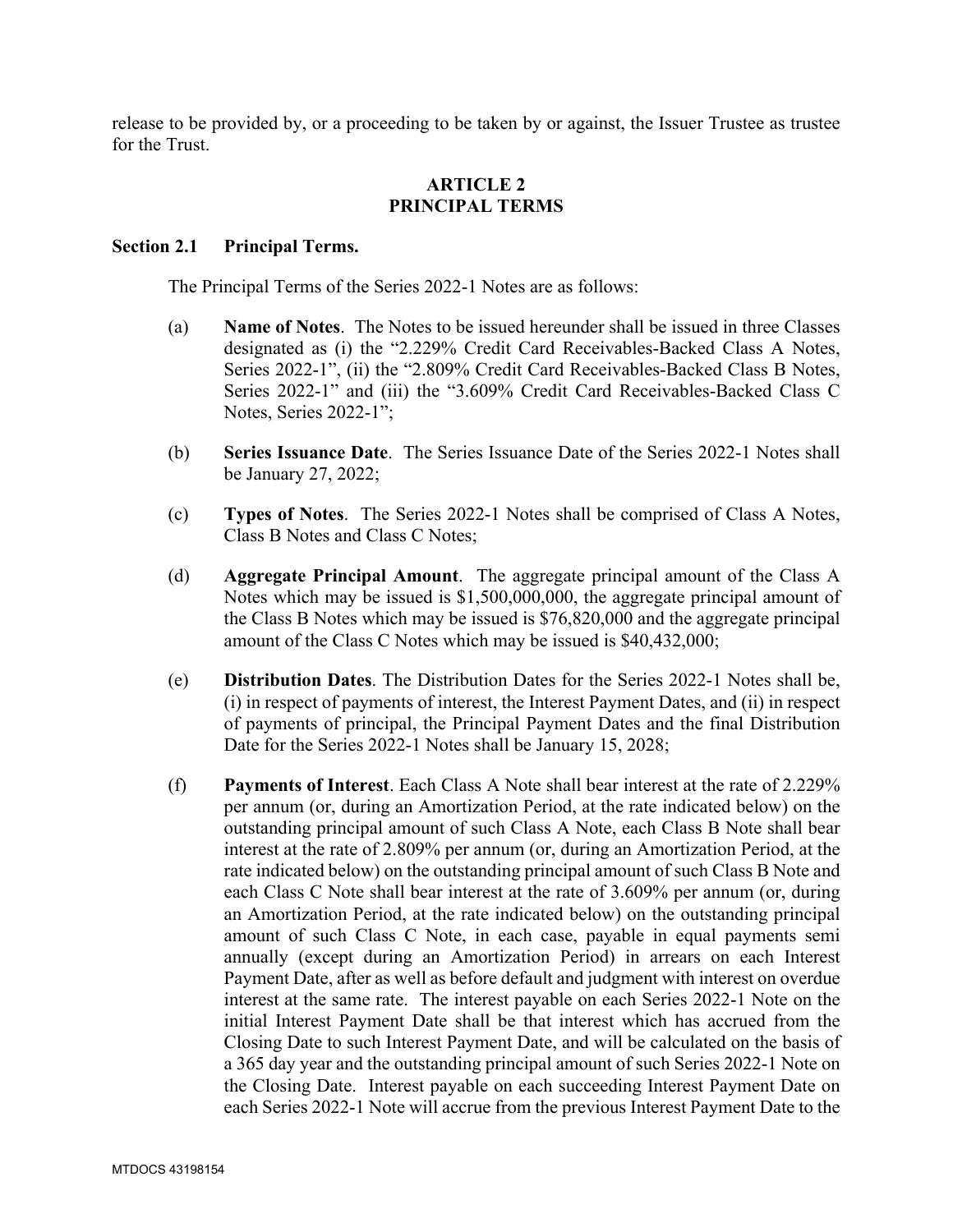release to be provided by, or a proceeding to be taken by or against, the Issuer Trustee as trustee for the Trust.

## ARTICLE 2
## PRINCIPAL TERMS

### Section 2.1 Principal Terms.

The Principal Terms of the Series 2022-1 Notes are as follows:

(a) **Name of Notes**. The Notes to be issued hereunder shall be issued in three Classes designated as (i) the "2.229% Credit Card Receivables-Backed Class A Notes, Series 2022-1", (ii) the "2.809% Credit Card Receivables-Backed Class B Notes, Series 2022-1" and (iii) the "3.609% Credit Card Receivables-Backed Class C Notes, Series 2022-1";

(b) **Series Issuance Date**. The Series Issuance Date of the Series 2022-1 Notes shall be January 27, 2022;

(c) **Types of Notes**. The Series 2022-1 Notes shall be comprised of Class A Notes, Class B Notes and Class C Notes;

(d) **Aggregate Principal Amount**. The aggregate principal amount of the Class A Notes which may be issued is $1,500,000,000, the aggregate principal amount of the Class B Notes which may be issued is $76,820,000 and the aggregate principal amount of the Class C Notes which may be issued is $40,432,000;

(e) **Distribution Dates**. The Distribution Dates for the Series 2022-1 Notes shall be, (i) in respect of payments of interest, the Interest Payment Dates, and (ii) in respect of payments of principal, the Principal Payment Dates and the final Distribution Date for the Series 2022-1 Notes shall be January 15, 2028;

(f) **Payments of Interest**. Each Class A Note shall bear interest at the rate of 2.229% per annum (or, during an Amortization Period, at the rate indicated below) on the outstanding principal amount of such Class A Note, each Class B Note shall bear interest at the rate of 2.809% per annum (or, during an Amortization Period, at the rate indicated below) on the outstanding principal amount of such Class B Note and each Class C Note shall bear interest at the rate of 3.609% per annum (or, during an Amortization Period, at the rate indicated below) on the outstanding principal amount of such Class C Note, in each case, payable in equal payments semi annually (except during an Amortization Period) in arrears on each Interest Payment Date, after as well as before default and judgment with interest on overdue interest at the same rate. The interest payable on each Series 2022-1 Note on the initial Interest Payment Date shall be that interest which has accrued from the Closing Date to such Interest Payment Date, and will be calculated on the basis of a 365 day year and the outstanding principal amount of such Series 2022-1 Note on the Closing Date. Interest payable on each succeeding Interest Payment Date on each Series 2022-1 Note will accrue from the previous Interest Payment Date to the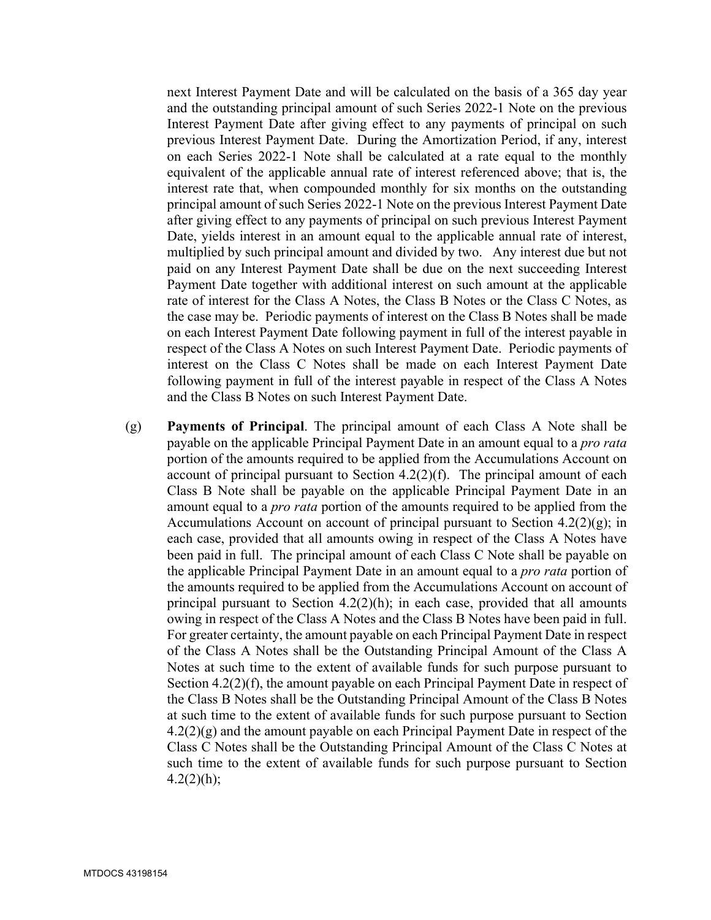next Interest Payment Date and will be calculated on the basis of a 365 day year and the outstanding principal amount of such Series 2022-1 Note on the previous Interest Payment Date after giving effect to any payments of principal on such previous Interest Payment Date. During the Amortization Period, if any, interest on each Series 2022-1 Note shall be calculated at a rate equal to the monthly equivalent of the applicable annual rate of interest referenced above; that is, the interest rate that, when compounded monthly for six months on the outstanding principal amount of such Series 2022-1 Note on the previous Interest Payment Date after giving effect to any payments of principal on such previous Interest Payment Date, yields interest in an amount equal to the applicable annual rate of interest, multiplied by such principal amount and divided by two. Any interest due but not paid on any Interest Payment Date shall be due on the next succeeding Interest Payment Date together with additional interest on such amount at the applicable rate of interest for the Class A Notes, the Class B Notes or the Class C Notes, as the case may be. Periodic payments of interest on the Class B Notes shall be made on each Interest Payment Date following payment in full of the interest payable in respect of the Class A Notes on such Interest Payment Date. Periodic payments of interest on the Class C Notes shall be made on each Interest Payment Date following payment in full of the interest payable in respect of the Class A Notes and the Class B Notes on such Interest Payment Date.

(g) **Payments of Principal**. The principal amount of each Class A Note shall be payable on the applicable Principal Payment Date in an amount equal to a *pro rata* portion of the amounts required to be applied from the Accumulations Account on account of principal pursuant to Section 4.2(2)(f). The principal amount of each Class B Note shall be payable on the applicable Principal Payment Date in an amount equal to a *pro rata* portion of the amounts required to be applied from the Accumulations Account on account of principal pursuant to Section 4.2(2)(g); in each case, provided that all amounts owing in respect of the Class A Notes have been paid in full. The principal amount of each Class C Note shall be payable on the applicable Principal Payment Date in an amount equal to a *pro rata* portion of the amounts required to be applied from the Accumulations Account on account of principal pursuant to Section 4.2(2)(h); in each case, provided that all amounts owing in respect of the Class A Notes and the Class B Notes have been paid in full. For greater certainty, the amount payable on each Principal Payment Date in respect of the Class A Notes shall be the Outstanding Principal Amount of the Class A Notes at such time to the extent of available funds for such purpose pursuant to Section 4.2(2)(f), the amount payable on each Principal Payment Date in respect of the Class B Notes shall be the Outstanding Principal Amount of the Class B Notes at such time to the extent of available funds for such purpose pursuant to Section 4.2(2)(g) and the amount payable on each Principal Payment Date in respect of the Class C Notes shall be the Outstanding Principal Amount of the Class C Notes at such time to the extent of available funds for such purpose pursuant to Section 4.2(2)(h);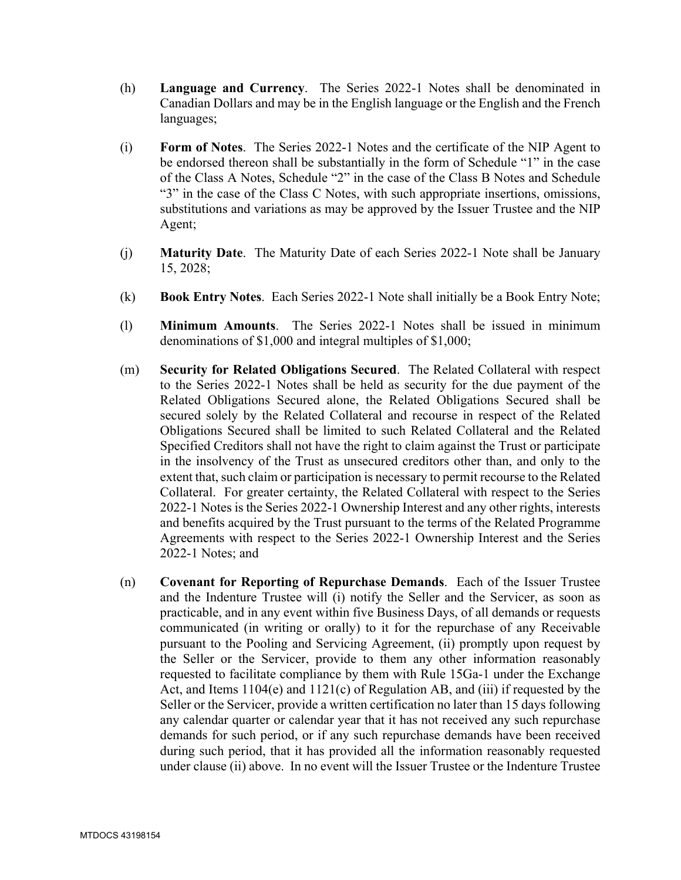(h) **Language and Currency**. The Series 2022-1 Notes shall be denominated in Canadian Dollars and may be in the English language or the English and the French languages;

(i) **Form of Notes**. The Series 2022-1 Notes and the certificate of the NIP Agent to be endorsed thereon shall be substantially in the form of Schedule "1" in the case of the Class A Notes, Schedule "2" in the case of the Class B Notes and Schedule "3" in the case of the Class C Notes, with such appropriate insertions, omissions, substitutions and variations as may be approved by the Issuer Trustee and the NIP Agent;

(j) **Maturity Date**. The Maturity Date of each Series 2022-1 Note shall be January 15, 2028;

(k) **Book Entry Notes**. Each Series 2022-1 Note shall initially be a Book Entry Note;

(l) **Minimum Amounts**. The Series 2022-1 Notes shall be issued in minimum denominations of $1,000 and integral multiples of $1,000;

(m) **Security for Related Obligations Secured**. The Related Collateral with respect to the Series 2022-1 Notes shall be held as security for the due payment of the Related Obligations Secured alone, the Related Obligations Secured shall be secured solely by the Related Collateral and recourse in respect of the Related Obligations Secured shall be limited to such Related Collateral and the Related Specified Creditors shall not have the right to claim against the Trust or participate in the insolvency of the Trust as unsecured creditors other than, and only to the extent that, such claim or participation is necessary to permit recourse to the Related Collateral. For greater certainty, the Related Collateral with respect to the Series 2022-1 Notes is the Series 2022-1 Ownership Interest and any other rights, interests and benefits acquired by the Trust pursuant to the terms of the Related Programme Agreements with respect to the Series 2022-1 Ownership Interest and the Series 2022-1 Notes; and

(n) **Covenant for Reporting of Repurchase Demands**. Each of the Issuer Trustee and the Indenture Trustee will (i) notify the Seller and the Servicer, as soon as practicable, and in any event within five Business Days, of all demands or requests communicated (in writing or orally) to it for the repurchase of any Receivable pursuant to the Pooling and Servicing Agreement, (ii) promptly upon request by the Seller or the Servicer, provide to them any other information reasonably requested to facilitate compliance by them with Rule 15Ga-1 under the Exchange Act, and Items 1104(e) and 1121(c) of Regulation AB, and (iii) if requested by the Seller or the Servicer, provide a written certification no later than 15 days following any calendar quarter or calendar year that it has not received any such repurchase demands for such period, or if any such repurchase demands have been received during such period, that it has provided all the information reasonably requested under clause (ii) above. In no event will the Issuer Trustee or the Indenture Trustee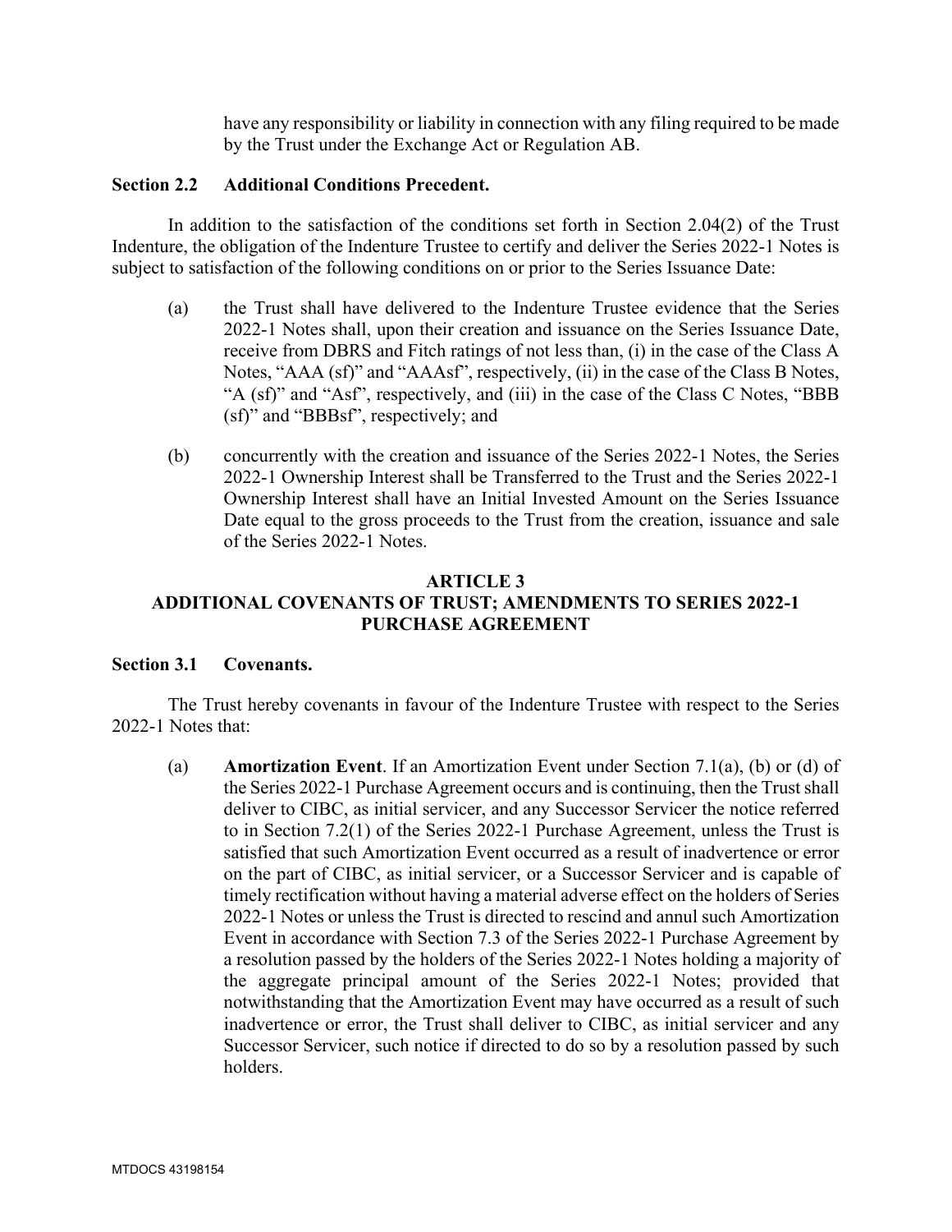have any responsibility or liability in connection with any filing required to be made by the Trust under the Exchange Act or Regulation AB.

**Section 2.2 Additional Conditions Precedent.**

In addition to the satisfaction of the conditions set forth in Section 2.04(2) of the Trust Indenture, the obligation of the Indenture Trustee to certify and deliver the Series 2022-1 Notes is subject to satisfaction of the following conditions on or prior to the Series Issuance Date:

(a) the Trust shall have delivered to the Indenture Trustee evidence that the Series 2022-1 Notes shall, upon their creation and issuance on the Series Issuance Date, receive from DBRS and Fitch ratings of not less than, (i) in the case of the Class A Notes, "AAA (sf)" and "AAAsf", respectively, (ii) in the case of the Class B Notes, "A (sf)" and "Asf", respectively, and (iii) in the case of the Class C Notes, "BBB (sf)" and "BBBsf", respectively; and

(b) concurrently with the creation and issuance of the Series 2022-1 Notes, the Series 2022-1 Ownership Interest shall be Transferred to the Trust and the Series 2022-1 Ownership Interest shall have an Initial Invested Amount on the Series Issuance Date equal to the gross proceeds to the Trust from the creation, issuance and sale of the Series 2022-1 Notes.

## ARTICLE 3
## ADDITIONAL COVENANTS OF TRUST; AMENDMENTS TO SERIES 2022-1 PURCHASE AGREEMENT

**Section 3.1 Covenants.**

The Trust hereby covenants in favour of the Indenture Trustee with respect to the Series 2022-1 Notes that:

(a) **Amortization Event**. If an Amortization Event under Section 7.1(a), (b) or (d) of the Series 2022-1 Purchase Agreement occurs and is continuing, then the Trust shall deliver to CIBC, as initial servicer, and any Successor Servicer the notice referred to in Section 7.2(1) of the Series 2022-1 Purchase Agreement, unless the Trust is satisfied that such Amortization Event occurred as a result of inadvertence or error on the part of CIBC, as initial servicer, or a Successor Servicer and is capable of timely rectification without having a material adverse effect on the holders of Series 2022-1 Notes or unless the Trust is directed to rescind and annul such Amortization Event in accordance with Section 7.3 of the Series 2022-1 Purchase Agreement by a resolution passed by the holders of the Series 2022-1 Notes holding a majority of the aggregate principal amount of the Series 2022-1 Notes; provided that notwithstanding that the Amortization Event may have occurred as a result of such inadvertence or error, the Trust shall deliver to CIBC, as initial servicer and any Successor Servicer, such notice if directed to do so by a resolution passed by such holders.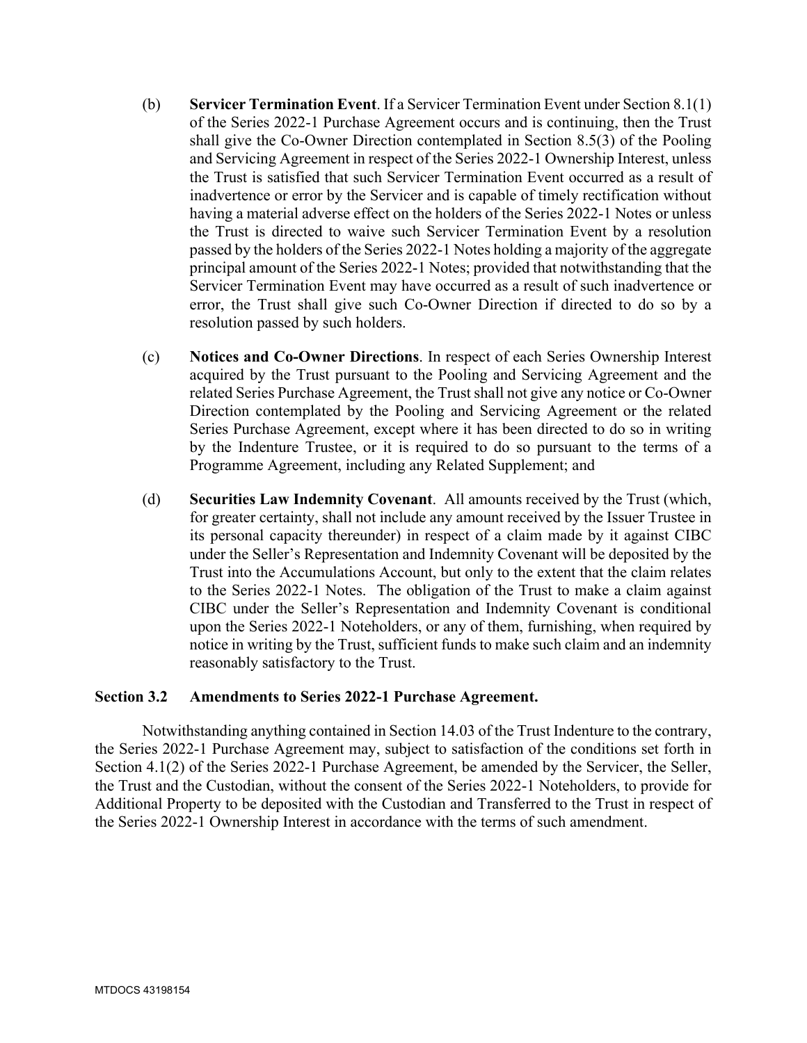(b) **Servicer Termination Event**. If a Servicer Termination Event under Section 8.1(1) of the Series 2022-1 Purchase Agreement occurs and is continuing, then the Trust shall give the Co-Owner Direction contemplated in Section 8.5(3) of the Pooling and Servicing Agreement in respect of the Series 2022-1 Ownership Interest, unless the Trust is satisfied that such Servicer Termination Event occurred as a result of inadvertence or error by the Servicer and is capable of timely rectification without having a material adverse effect on the holders of the Series 2022-1 Notes or unless the Trust is directed to waive such Servicer Termination Event by a resolution passed by the holders of the Series 2022-1 Notes holding a majority of the aggregate principal amount of the Series 2022-1 Notes; provided that notwithstanding that the Servicer Termination Event may have occurred as a result of such inadvertence or error, the Trust shall give such Co-Owner Direction if directed to do so by a resolution passed by such holders.

(c) **Notices and Co-Owner Directions**. In respect of each Series Ownership Interest acquired by the Trust pursuant to the Pooling and Servicing Agreement and the related Series Purchase Agreement, the Trust shall not give any notice or Co-Owner Direction contemplated by the Pooling and Servicing Agreement or the related Series Purchase Agreement, except where it has been directed to do so in writing by the Indenture Trustee, or it is required to do so pursuant to the terms of a Programme Agreement, including any Related Supplement; and

(d) **Securities Law Indemnity Covenant**. All amounts received by the Trust (which, for greater certainty, shall not include any amount received by the Issuer Trustee in its personal capacity thereunder) in respect of a claim made by it against CIBC under the Seller's Representation and Indemnity Covenant will be deposited by the Trust into the Accumulations Account, but only to the extent that the claim relates to the Series 2022-1 Notes. The obligation of the Trust to make a claim against CIBC under the Seller's Representation and Indemnity Covenant is conditional upon the Series 2022-1 Noteholders, or any of them, furnishing, when required by notice in writing by the Trust, sufficient funds to make such claim and an indemnity reasonably satisfactory to the Trust.

### Section 3.2 Amendments to Series 2022-1 Purchase Agreement.

Notwithstanding anything contained in Section 14.03 of the Trust Indenture to the contrary, the Series 2022-1 Purchase Agreement may, subject to satisfaction of the conditions set forth in Section 4.1(2) of the Series 2022-1 Purchase Agreement, be amended by the Servicer, the Seller, the Trust and the Custodian, without the consent of the Series 2022-1 Noteholders, to provide for Additional Property to be deposited with the Custodian and Transferred to the Trust in respect of the Series 2022-1 Ownership Interest in accordance with the terms of such amendment.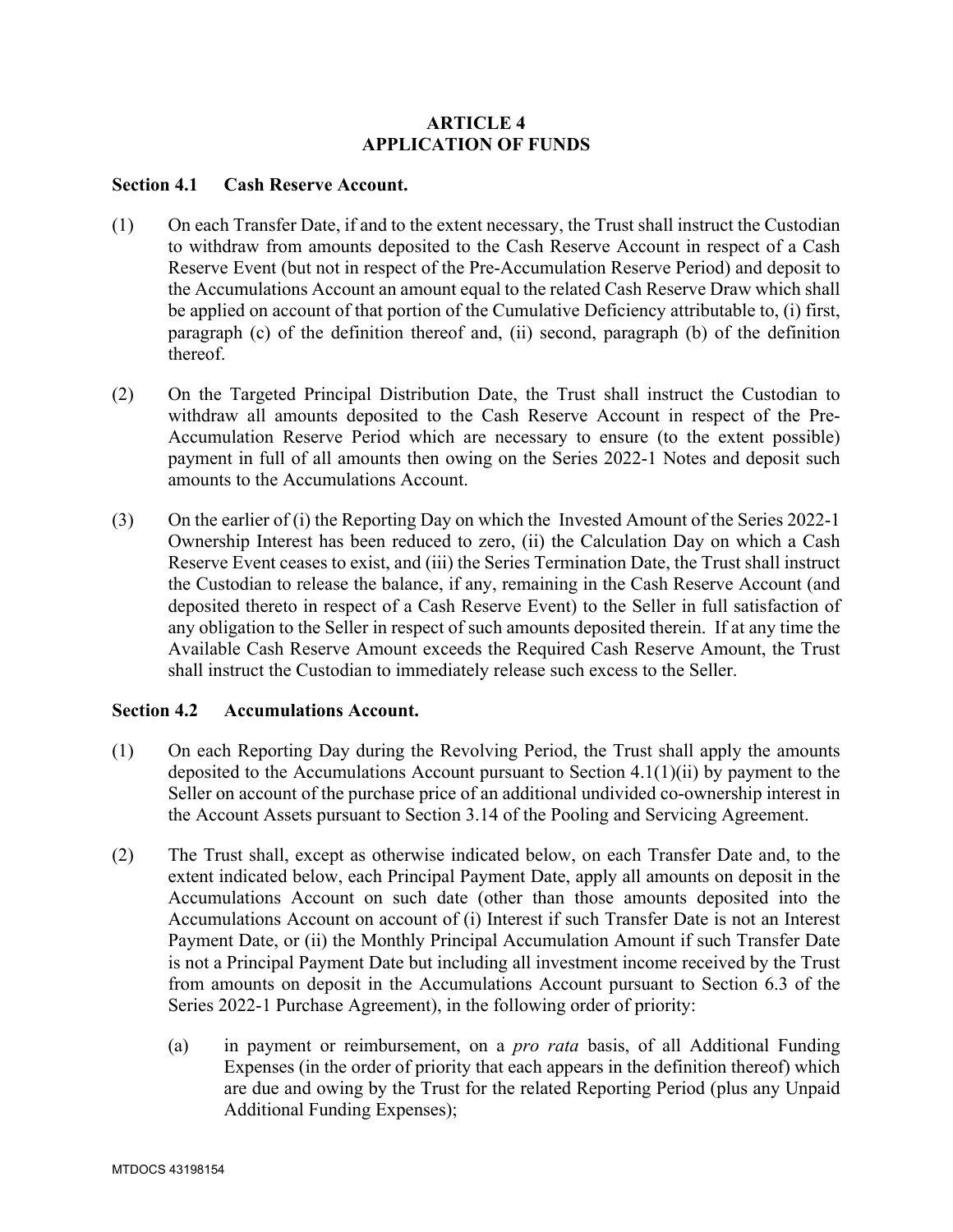# ARTICLE 4
# APPLICATION OF FUNDS

**Section 4.1 Cash Reserve Account.**

(1) On each Transfer Date, if and to the extent necessary, the Trust shall instruct the Custodian to withdraw from amounts deposited to the Cash Reserve Account in respect of a Cash Reserve Event (but not in respect of the Pre-Accumulation Reserve Period) and deposit to the Accumulations Account an amount equal to the related Cash Reserve Draw which shall be applied on account of that portion of the Cumulative Deficiency attributable to, (i) first, paragraph (c) of the definition thereof and, (ii) second, paragraph (b) of the definition thereof.

(2) On the Targeted Principal Distribution Date, the Trust shall instruct the Custodian to withdraw all amounts deposited to the Cash Reserve Account in respect of the Pre-Accumulation Reserve Period which are necessary to ensure (to the extent possible) payment in full of all amounts then owing on the Series 2022-1 Notes and deposit such amounts to the Accumulations Account.

(3) On the earlier of (i) the Reporting Day on which the Invested Amount of the Series 2022-1 Ownership Interest has been reduced to zero, (ii) the Calculation Day on which a Cash Reserve Event ceases to exist, and (iii) the Series Termination Date, the Trust shall instruct the Custodian to release the balance, if any, remaining in the Cash Reserve Account (and deposited thereto in respect of a Cash Reserve Event) to the Seller in full satisfaction of any obligation to the Seller in respect of such amounts deposited therein. If at any time the Available Cash Reserve Amount exceeds the Required Cash Reserve Amount, the Trust shall instruct the Custodian to immediately release such excess to the Seller.

**Section 4.2 Accumulations Account.**

(1) On each Reporting Day during the Revolving Period, the Trust shall apply the amounts deposited to the Accumulations Account pursuant to Section 4.1(1)(ii) by payment to the Seller on account of the purchase price of an additional undivided co-ownership interest in the Account Assets pursuant to Section 3.14 of the Pooling and Servicing Agreement.

(2) The Trust shall, except as otherwise indicated below, on each Transfer Date and, to the extent indicated below, each Principal Payment Date, apply all amounts on deposit in the Accumulations Account on such date (other than those amounts deposited into the Accumulations Account on account of (i) Interest if such Transfer Date is not an Interest Payment Date, or (ii) the Monthly Principal Accumulation Amount if such Transfer Date is not a Principal Payment Date but including all investment income received by the Trust from amounts on deposit in the Accumulations Account pursuant to Section 6.3 of the Series 2022-1 Purchase Agreement), in the following order of priority:

   (a) in payment or reimbursement, on a *pro rata* basis, of all Additional Funding Expenses (in the order of priority that each appears in the definition thereof) which are due and owing by the Trust for the related Reporting Period (plus any Unpaid Additional Funding Expenses);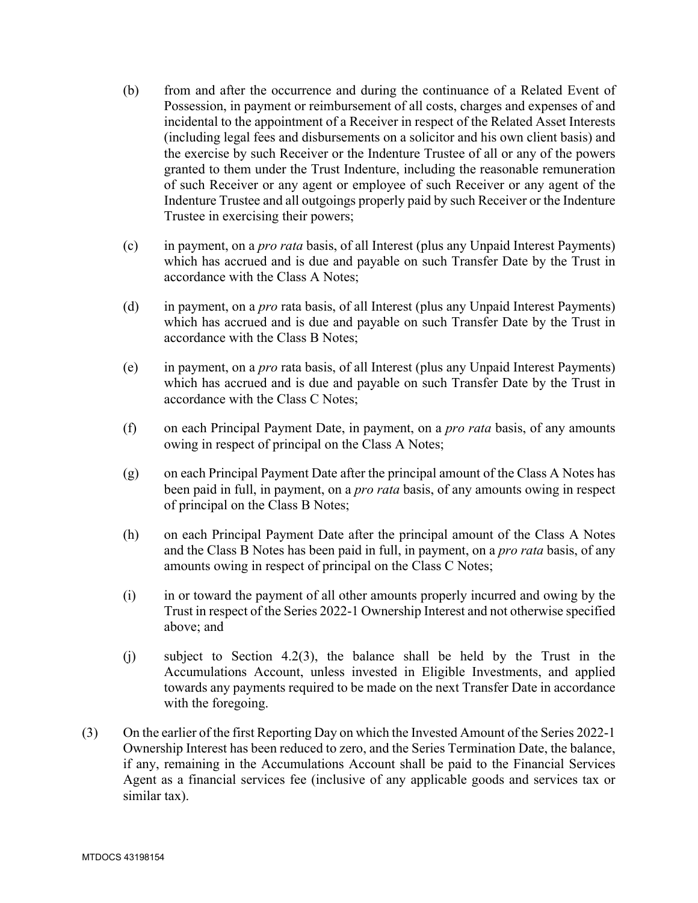(b) from and after the occurrence and during the continuance of a Related Event of Possession, in payment or reimbursement of all costs, charges and expenses of and incidental to the appointment of a Receiver in respect of the Related Asset Interests (including legal fees and disbursements on a solicitor and his own client basis) and the exercise by such Receiver or the Indenture Trustee of all or any of the powers granted to them under the Trust Indenture, including the reasonable remuneration of such Receiver or any agent or employee of such Receiver or any agent of the Indenture Trustee and all outgoings properly paid by such Receiver or the Indenture Trustee in exercising their powers;

(c) in payment, on a *pro rata* basis, of all Interest (plus any Unpaid Interest Payments) which has accrued and is due and payable on such Transfer Date by the Trust in accordance with the Class A Notes;

(d) in payment, on a *pro* rata basis, of all Interest (plus any Unpaid Interest Payments) which has accrued and is due and payable on such Transfer Date by the Trust in accordance with the Class B Notes;

(e) in payment, on a *pro* rata basis, of all Interest (plus any Unpaid Interest Payments) which has accrued and is due and payable on such Transfer Date by the Trust in accordance with the Class C Notes;

(f) on each Principal Payment Date, in payment, on a *pro rata* basis, of any amounts owing in respect of principal on the Class A Notes;

(g) on each Principal Payment Date after the principal amount of the Class A Notes has been paid in full, in payment, on a *pro rata* basis, of any amounts owing in respect of principal on the Class B Notes;

(h) on each Principal Payment Date after the principal amount of the Class A Notes and the Class B Notes has been paid in full, in payment, on a *pro rata* basis, of any amounts owing in respect of principal on the Class C Notes;

(i) in or toward the payment of all other amounts properly incurred and owing by the Trust in respect of the Series 2022-1 Ownership Interest and not otherwise specified above; and

(j) subject to Section 4.2(3), the balance shall be held by the Trust in the Accumulations Account, unless invested in Eligible Investments, and applied towards any payments required to be made on the next Transfer Date in accordance with the foregoing.

(3) On the earlier of the first Reporting Day on which the Invested Amount of the Series 2022-1 Ownership Interest has been reduced to zero, and the Series Termination Date, the balance, if any, remaining in the Accumulations Account shall be paid to the Financial Services Agent as a financial services fee (inclusive of any applicable goods and services tax or similar tax).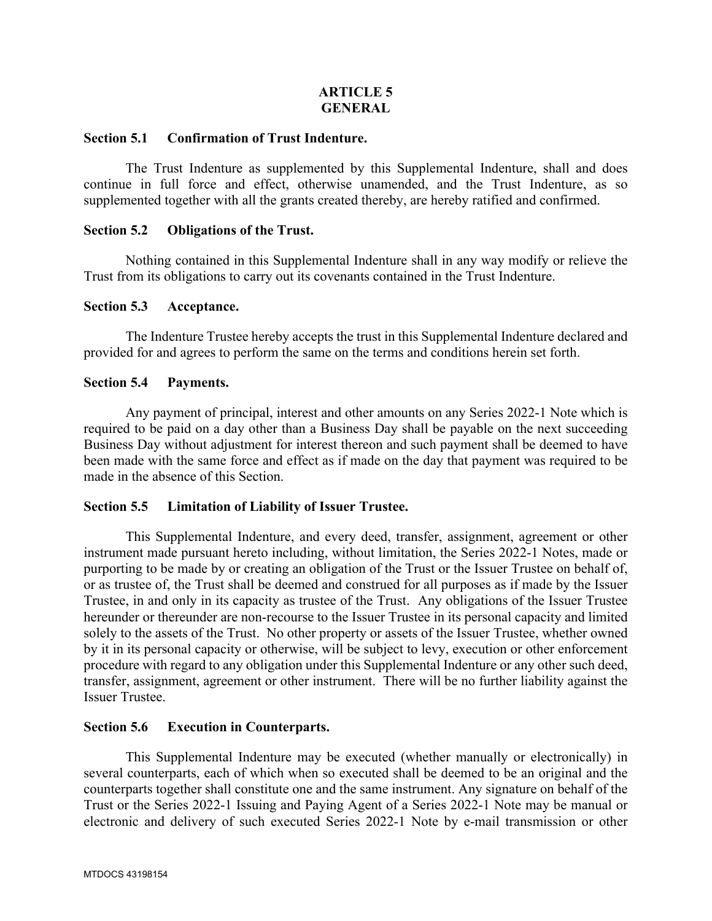# ARTICLE 5
# GENERAL

### Section 5.1 Confirmation of Trust Indenture.

The Trust Indenture as supplemented by this Supplemental Indenture, shall and does continue in full force and effect, otherwise unamended, and the Trust Indenture, as so supplemented together with all the grants created thereby, are hereby ratified and confirmed.

### Section 5.2 Obligations of the Trust.

Nothing contained in this Supplemental Indenture shall in any way modify or relieve the Trust from its obligations to carry out its covenants contained in the Trust Indenture.

### Section 5.3 Acceptance.

The Indenture Trustee hereby accepts the trust in this Supplemental Indenture declared and provided for and agrees to perform the same on the terms and conditions herein set forth.

### Section 5.4 Payments.

Any payment of principal, interest and other amounts on any Series 2022-1 Note which is required to be paid on a day other than a Business Day shall be payable on the next succeeding Business Day without adjustment for interest thereon and such payment shall be deemed to have been made with the same force and effect as if made on the day that payment was required to be made in the absence of this Section.

### Section 5.5 Limitation of Liability of Issuer Trustee.

This Supplemental Indenture, and every deed, transfer, assignment, agreement or other instrument made pursuant hereto including, without limitation, the Series 2022-1 Notes, made or purporting to be made by or creating an obligation of the Trust or the Issuer Trustee on behalf of, or as trustee of, the Trust shall be deemed and construed for all purposes as if made by the Issuer Trustee, in and only in its capacity as trustee of the Trust. Any obligations of the Issuer Trustee hereunder or thereunder are non-recourse to the Issuer Trustee in its personal capacity and limited solely to the assets of the Trust. No other property or assets of the Issuer Trustee, whether owned by it in its personal capacity or otherwise, will be subject to levy, execution or other enforcement procedure with regard to any obligation under this Supplemental Indenture or any other such deed, transfer, assignment, agreement or other instrument. There will be no further liability against the Issuer Trustee.

### Section 5.6 Execution in Counterparts.

This Supplemental Indenture may be executed (whether manually or electronically) in several counterparts, each of which when so executed shall be deemed to be an original and the counterparts together shall constitute one and the same instrument. Any signature on behalf of the Trust or the Series 2022-1 Issuing and Paying Agent of a Series 2022-1 Note may be manual or electronic and delivery of such executed Series 2022-1 Note by e-mail transmission or other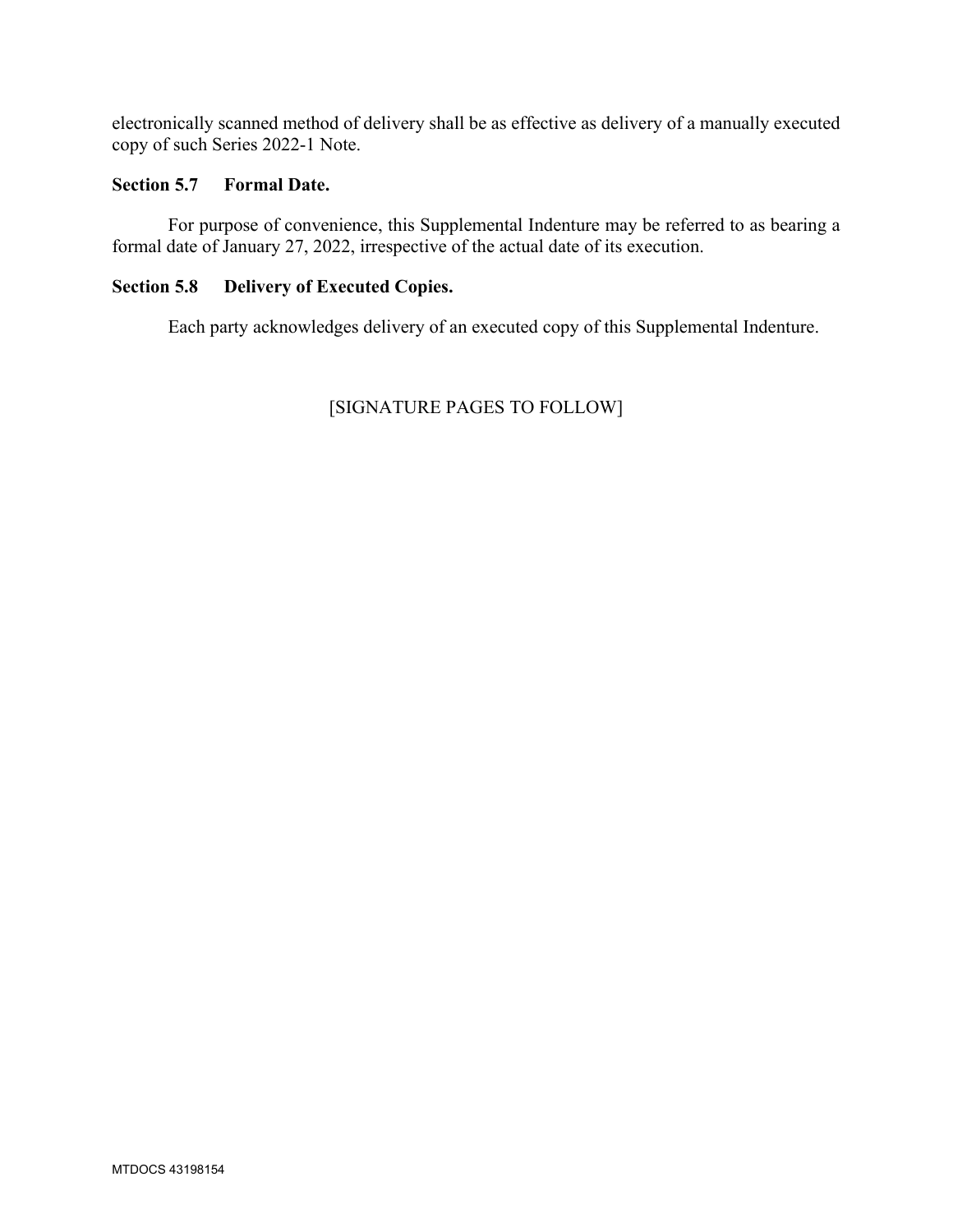electronically scanned method of delivery shall be as effective as delivery of a manually executed copy of such Series 2022-1 Note.

**Section 5.7 Formal Date.**

For purpose of convenience, this Supplemental Indenture may be referred to as bearing a formal date of January 27, 2022, irrespective of the actual date of its execution.

**Section 5.8 Delivery of Executed Copies.**

Each party acknowledges delivery of an executed copy of this Supplemental Indenture.

[SIGNATURE PAGES TO FOLLOW]

MTDOCS 43198154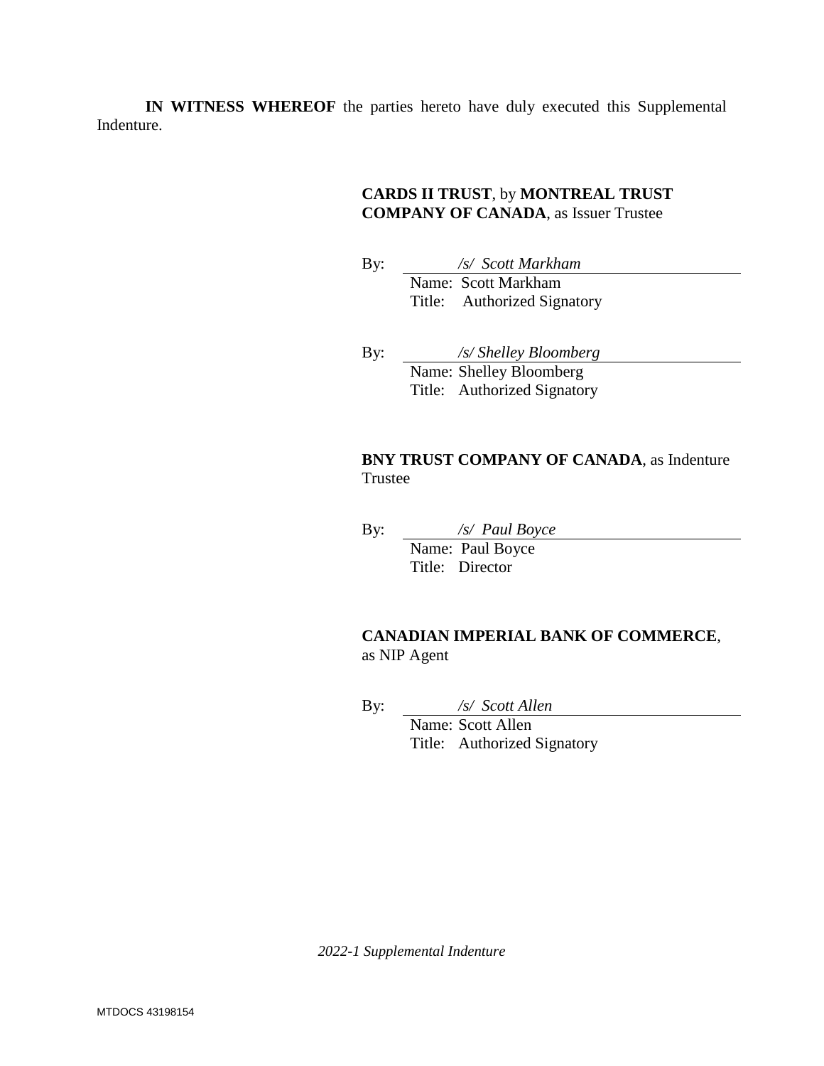**IN WITNESS WHEREOF** the parties hereto have duly executed this Supplemental Indenture.

**CARDS II TRUST**, by **MONTREAL TRUST COMPANY OF CANADA**, as Issuer Trustee

By: *\/s/ Scott Markham*
Name: Scott Markham
Title: Authorized Signatory

By: */s/ Shelley Bloomberg*
Name: Shelley Bloomberg
Title: Authorized Signatory

**BNY TRUST COMPANY OF CANADA**, as Indenture Trustee

By: */s/ Paul Boyce*
Name: Paul Boyce
Title: Director

**CANADIAN IMPERIAL BANK OF COMMERCE**, as NIP Agent

By: */s/ Scott Allen*
Name: Scott Allen
Title: Authorized Signatory

*2022-1 Supplemental Indenture*

MTDOCS 43198154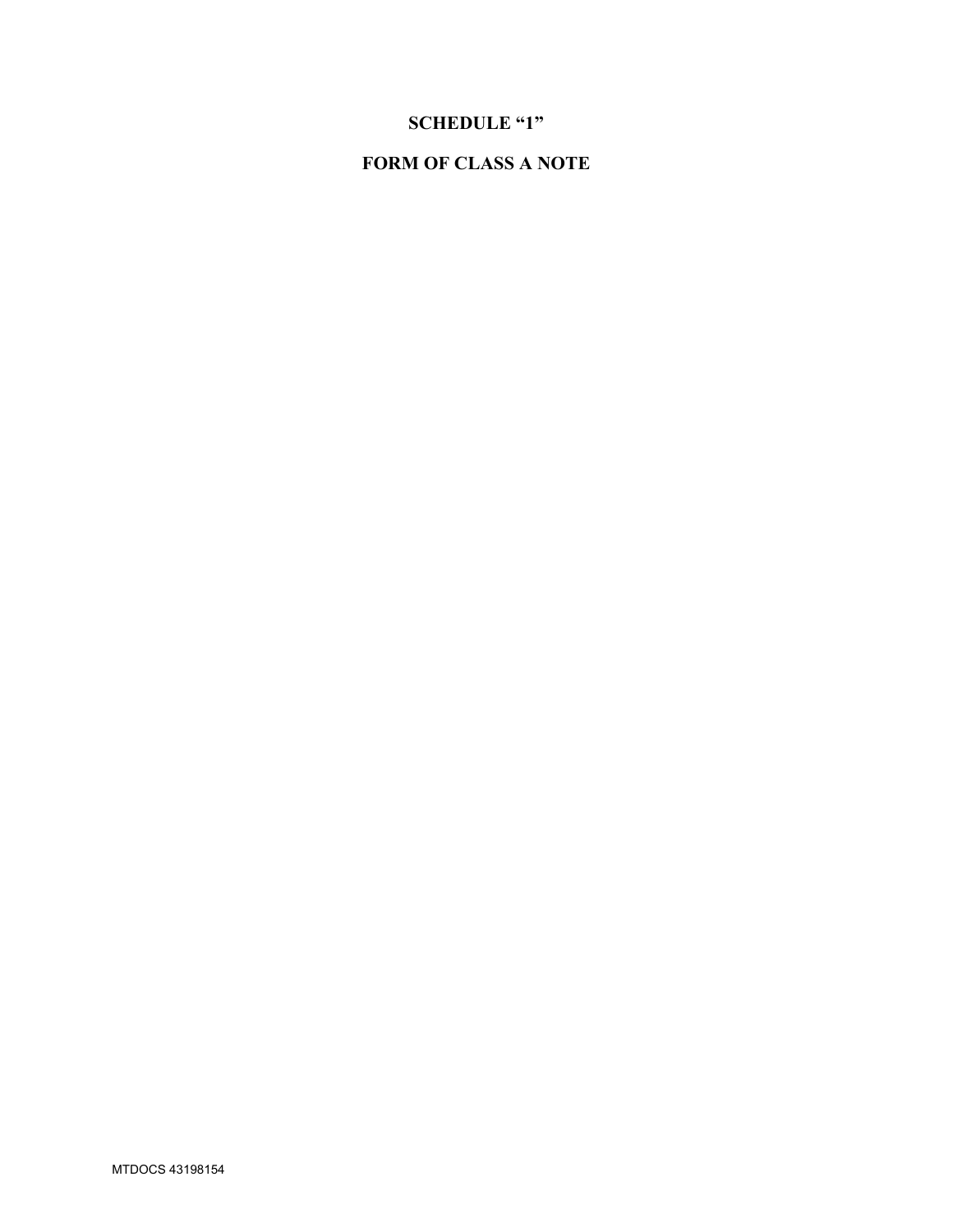# SCHEDULE "1"

# FORM OF CLASS A NOTE

MTDOCS 43198154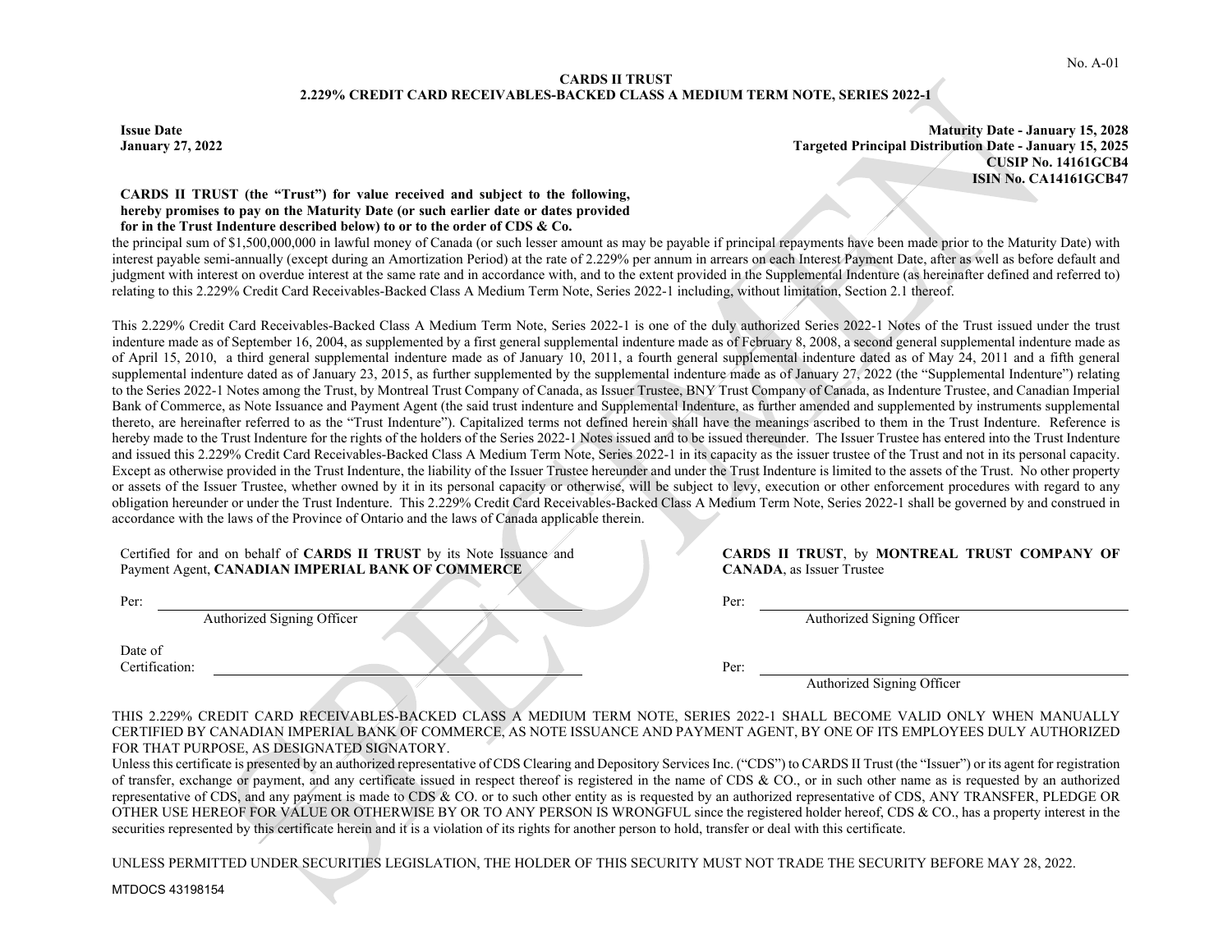No. A-01

**CARDS II TRUST**
**2.229% CREDIT CARD RECEIVABLES-BACKED CLASS A MEDIUM TERM NOTE, SERIES 2022-1**

**Issue Date**
**January 27, 2022**

**Maturity Date - January 15, 2028**
**Targeted Principal Distribution Date - January 15, 2025**
**CUSIP No. 14161GCB4**
**ISIN No. CA14161GCB47**

**CARDS II TRUST (the "Trust") for value received and subject to the following, hereby promises to pay on the Maturity Date (or such earlier date or dates provided for in the Trust Indenture described below) to or to the order of CDS & Co.** the principal sum of $1,500,000,000 in lawful money of Canada (or such lesser amount as may be payable if principal repayments have been made prior to the Maturity Date) with interest payable semi-annually (except during an Amortization Period) at the rate of 2.229% per annum in arrears on each Interest Payment Date, after as well as before default and judgment with interest on overdue interest at the same rate and in accordance with, and to the extent provided in the Supplemental Indenture (as hereinafter defined and referred to) relating to this 2.229% Credit Card Receivables-Backed Class A Medium Term Note, Series 2022-1 including, without limitation, Section 2.1 thereof.

This 2.229% Credit Card Receivables-Backed Class A Medium Term Note, Series 2022-1 is one of the duly authorized Series 2022-1 Notes of the Trust issued under the trust indenture made as of September 16, 2004, as supplemented by a first general supplemental indenture made as of February 8, 2008, a second general supplemental indenture made as of April 15, 2010, a third general supplemental indenture made as of January 10, 2011, a fourth general supplemental indenture dated as of May 24, 2011 and a fifth general supplemental indenture dated as of January 23, 2015, as further supplemented by the supplemental indenture made as of January 27, 2022 (the "Supplemental Indenture") relating to the Series 2022-1 Notes among the Trust, by Montreal Trust Company of Canada, as Issuer Trustee, BNY Trust Company of Canada, as Indenture Trustee, and Canadian Imperial Bank of Commerce, as Note Issuance and Payment Agent (the said trust indenture and Supplemental Indenture, as further amended and supplemented by instruments supplemental thereto, are hereinafter referred to as the "Trust Indenture"). Capitalized terms not defined herein shall have the meanings ascribed to them in the Trust Indenture. Reference is hereby made to the Trust Indenture for the rights of the holders of the Series 2022-1 Notes issued and to be issued thereunder. The Issuer Trustee has entered into the Trust Indenture and issued this 2.229% Credit Card Receivables-Backed Class A Medium Term Note, Series 2022-1 in its capacity as the issuer trustee of the Trust and not in its personal capacity. Except as otherwise provided in the Trust Indenture, the liability of the Issuer Trustee hereunder and under the Trust Indenture is limited to the assets of the Trust. No other property or assets of the Issuer Trustee, whether owned by it in its personal capacity or otherwise, will be subject to levy, execution or other enforcement procedures with regard to any obligation hereunder or under the Trust Indenture. This 2.229% Credit Card Receivables-Backed Class A Medium Term Note, Series 2022-1 shall be governed by and construed in accordance with the laws of the Province of Ontario and the laws of Canada applicable therein.

Certified for and on behalf of **CARDS II TRUST** by its Note Issuance and Payment Agent, **CANADIAN IMPERIAL BANK OF COMMERCE**

Per: ______________________________
Authorized Signing Officer

Date of Certification: ______________________________

**CARDS II TRUST**, by **MONTREAL TRUST COMPANY OF CANADA**, as Issuer Trustee

Per: ______________________________
Authorized Signing Officer

Per: ______________________________
Authorized Signing Officer

THIS 2.229% CREDIT CARD RECEIVABLES-BACKED CLASS A MEDIUM TERM NOTE, SERIES 2022-1 SHALL BECOME VALID ONLY WHEN MANUALLY CERTIFIED BY CANADIAN IMPERIAL BANK OF COMMERCE, AS NOTE ISSUANCE AND PAYMENT AGENT, BY ONE OF ITS EMPLOYEES DULY AUTHORIZED FOR THAT PURPOSE, AS DESIGNATED SIGNATORY.

Unless this certificate is presented by an authorized representative of CDS Clearing and Depository Services Inc. ("CDS") to CARDS II Trust (the "Issuer") or its agent for registration of transfer, exchange or payment, and any certificate issued in respect thereof is registered in the name of CDS & CO., or in such other name as is requested by an authorized representative of CDS, and any payment is made to CDS & CO. or to such other entity as is requested by an authorized representative of CDS, ANY TRANSFER, PLEDGE OR OTHER USE HEREOF FOR VALUE OR OTHERWISE BY OR TO ANY PERSON IS WRONGFUL since the registered holder hereof, CDS & CO., has a property interest in the securities represented by this certificate herein and it is a violation of its rights for another person to hold, transfer or deal with this certificate.

UNLESS PERMITTED UNDER SECURITIES LEGISLATION, THE HOLDER OF THIS SECURITY MUST NOT TRADE THE SECURITY BEFORE MAY 28, 2022.

MTDOCS 43198154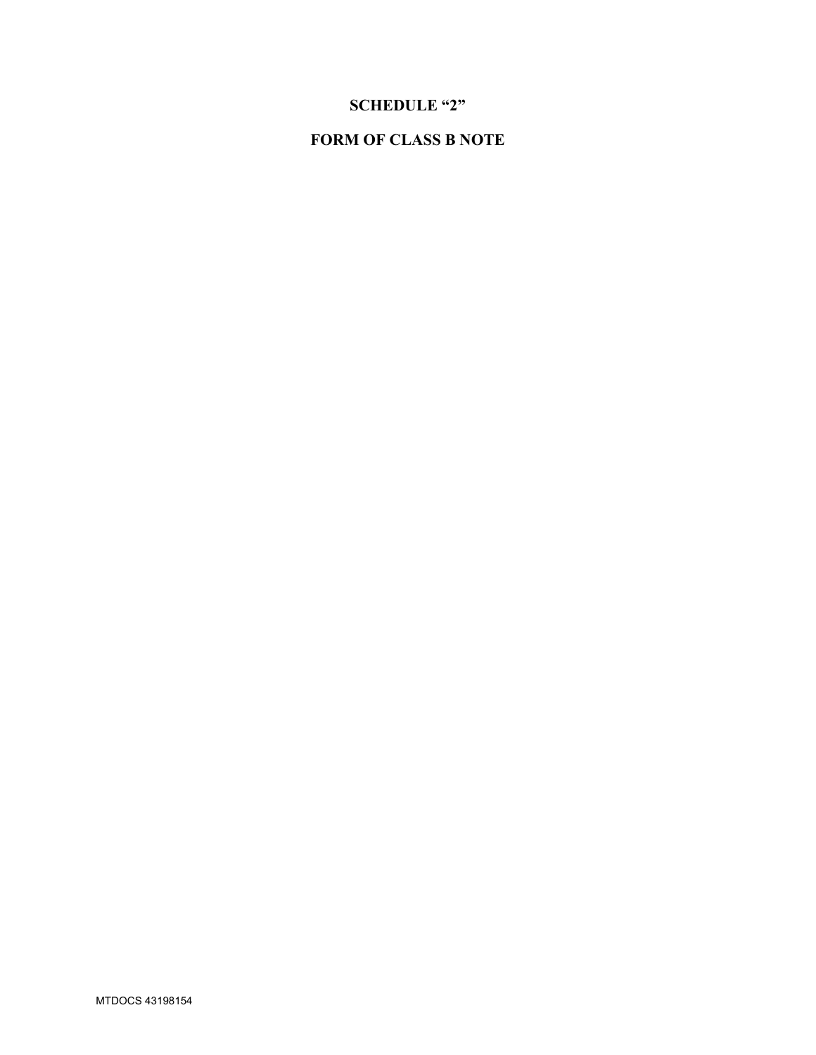# SCHEDULE "2"

# FORM OF CLASS B NOTE

MTDOCS 43198154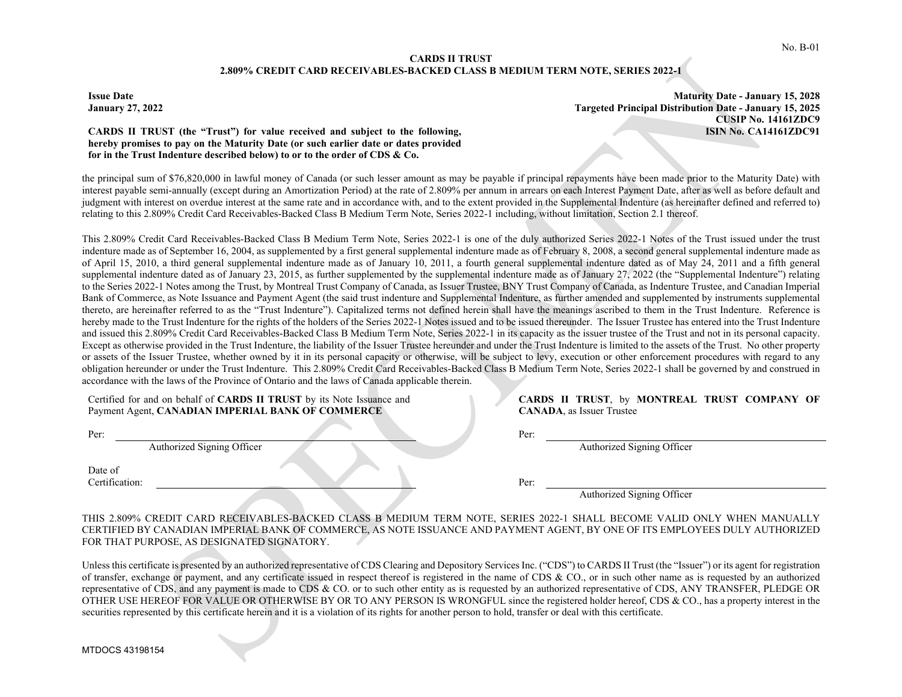No. B-01

**CARDS II TRUST**
**2.809% CREDIT CARD RECEIVABLES-BACKED CLASS B MEDIUM TERM NOTE, SERIES 2022-1**

**Issue Date**
**January 27, 2022**

**Maturity Date - January 15, 2028**
**Targeted Principal Distribution Date - January 15, 2025**
**CUSIP No. 14161ZDC9**
**ISIN No. CA14161ZDC91**

**CARDS II TRUST (the "Trust") for value received and subject to the following, hereby promises to pay on the Maturity Date (or such earlier date or dates provided for in the Trust Indenture described below) to or to the order of CDS & Co.**

the principal sum of $76,820,000 in lawful money of Canada (or such lesser amount as may be payable if principal repayments have been made prior to the Maturity Date) with interest payable semi-annually (except during an Amortization Period) at the rate of 2.809% per annum in arrears on each Interest Payment Date, after as well as before default and judgment with interest on overdue interest at the same rate and in accordance with, and to the extent provided in the Supplemental Indenture (as hereinafter defined and referred to) relating to this 2.809% Credit Card Receivables-Backed Class B Medium Term Note, Series 2022-1 including, without limitation, Section 2.1 thereof.

This 2.809% Credit Card Receivables-Backed Class B Medium Term Note, Series 2022-1 is one of the duly authorized Series 2022-1 Notes of the Trust issued under the trust indenture made as of September 16, 2004, as supplemented by a first general supplemental indenture made as of February 8, 2008, a second general supplemental indenture made as of April 15, 2010, a third general supplemental indenture made as of January 10, 2011, a fourth general supplemental indenture dated as of May 24, 2011 and a fifth general supplemental indenture dated as of January 23, 2015, as further supplemented by the supplemental indenture made as of January 27, 2022 (the "Supplemental Indenture") relating to the Series 2022-1 Notes among the Trust, by Montreal Trust Company of Canada, as Issuer Trustee, BNY Trust Company of Canada, as Indenture Trustee, and Canadian Imperial Bank of Commerce, as Note Issuance and Payment Agent (the said trust indenture and Supplemental Indenture, as further amended and supplemented by instruments supplemental thereto, are hereinafter referred to as the "Trust Indenture"). Capitalized terms not defined herein shall have the meanings ascribed to them in the Trust Indenture. Reference is hereby made to the Trust Indenture for the rights of the holders of the Series 2022-1 Notes issued and to be issued thereunder. The Issuer Trustee has entered into the Trust Indenture and issued this 2.809% Credit Card Receivables-Backed Class B Medium Term Note, Series 2022-1 in its capacity as the issuer trustee of the Trust and not in its personal capacity. Except as otherwise provided in the Trust Indenture, the liability of the Issuer Trustee hereunder and under the Trust Indenture is limited to the assets of the Trust. No other property or assets of the Issuer Trustee, whether owned by it in its personal capacity or otherwise, will be subject to levy, execution or other enforcement procedures with regard to any obligation hereunder or under the Trust Indenture. This 2.809% Credit Card Receivables-Backed Class B Medium Term Note, Series 2022-1 shall be governed by and construed in accordance with the laws of the Province of Ontario and the laws of Canada applicable therein.

Certified for and on behalf of **CARDS II TRUST** by its Note Issuance and Payment Agent, **CANADIAN IMPERIAL BANK OF COMMERCE**

Per: ______________________________
Authorized Signing Officer

Date of Certification: ______________________________

**CARDS II TRUST**, by **MONTREAL TRUST COMPANY OF CANADA**, as Issuer Trustee

Per: ______________________________
Authorized Signing Officer

Per: ______________________________
Authorized Signing Officer

THIS 2.809% CREDIT CARD RECEIVABLES-BACKED CLASS B MEDIUM TERM NOTE, SERIES 2022-1 SHALL BECOME VALID ONLY WHEN MANUALLY CERTIFIED BY CANADIAN IMPERIAL BANK OF COMMERCE, AS NOTE ISSUANCE AND PAYMENT AGENT, BY ONE OF ITS EMPLOYEES DULY AUTHORIZED FOR THAT PURPOSE, AS DESIGNATED SIGNATORY.

Unless this certificate is presented by an authorized representative of CDS Clearing and Depository Services Inc. ("CDS") to CARDS II Trust (the "Issuer") or its agent for registration of transfer, exchange or payment, and any certificate issued in respect thereof is registered in the name of CDS & CO., or in such other name as is requested by an authorized representative of CDS, and any payment is made to CDS & CO. or to such other entity as is requested by an authorized representative of CDS, ANY TRANSFER, PLEDGE OR OTHER USE HEREOF FOR VALUE OR OTHERWISE BY OR TO ANY PERSON IS WRONGFUL since the registered holder hereof, CDS & CO., has a property interest in the securities represented by this certificate herein and it is a violation of its rights for another person to hold, transfer or deal with this certificate.

MTDOCS 43198154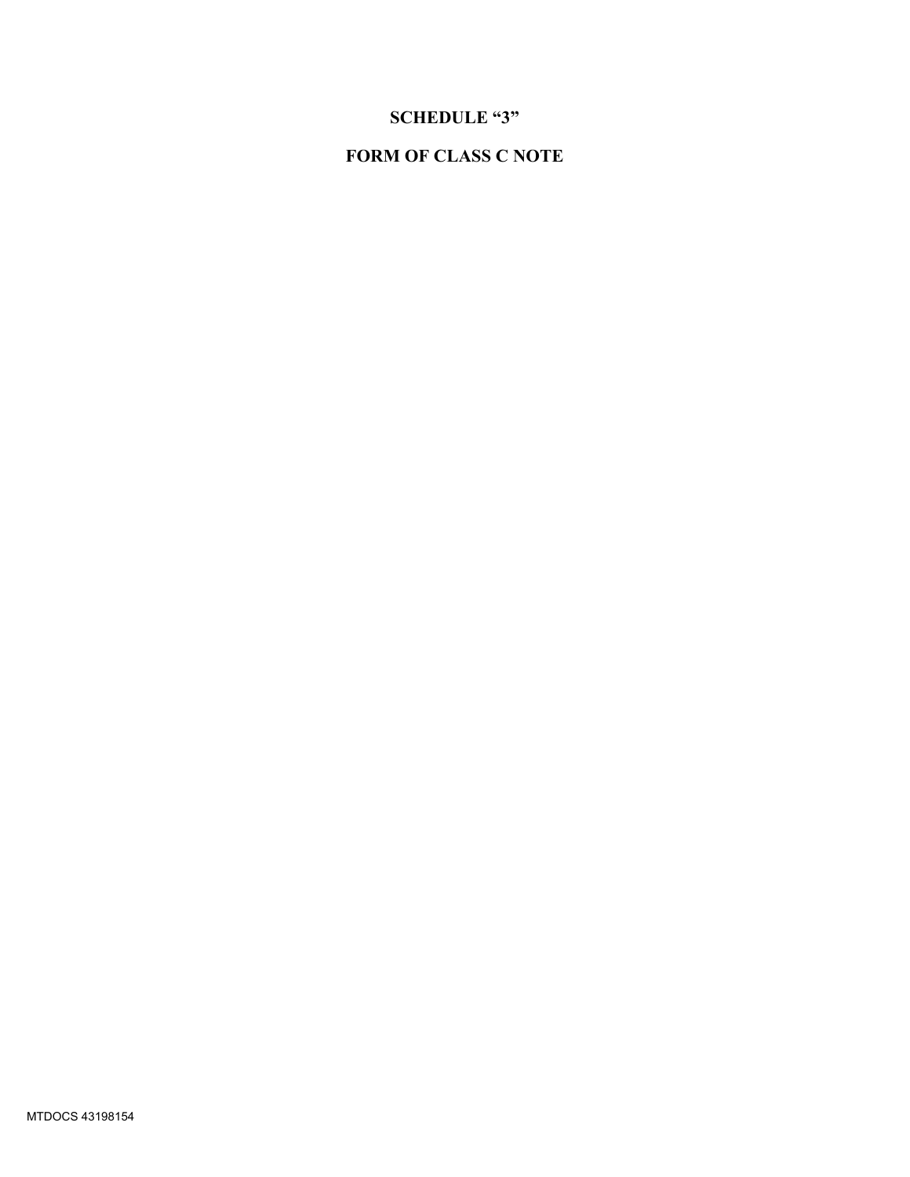# SCHEDULE "3"

# FORM OF CLASS C NOTE

MTDOCS 43198154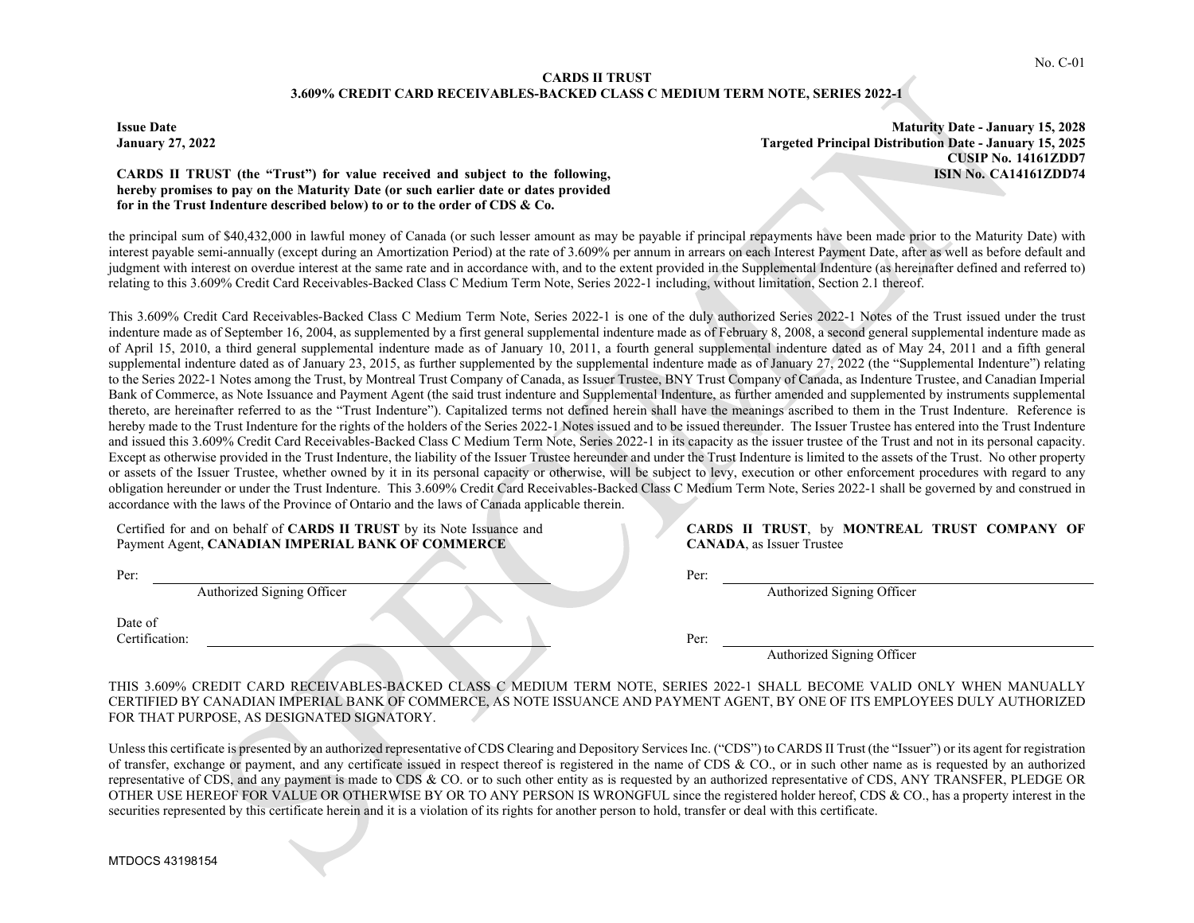No. C-01

**CARDS II TRUST**
**3.609% CREDIT CARD RECEIVABLES-BACKED CLASS C MEDIUM TERM NOTE, SERIES 2022-1**

**Issue Date**
**January 27, 2022**

**Maturity Date - January 15, 2028**
**Targeted Principal Distribution Date - January 15, 2025**
**CUSIP No. 14161ZDD7**
**ISIN No. CA14161ZDD74**

**CARDS II TRUST (the "Trust") for value received and subject to the following, hereby promises to pay on the Maturity Date (or such earlier date or dates provided for in the Trust Indenture described below) to or to the order of CDS & Co.**

the principal sum of $40,432,000 in lawful money of Canada (or such lesser amount as may be payable if principal repayments have been made prior to the Maturity Date) with interest payable semi-annually (except during an Amortization Period) at the rate of 3.609% per annum in arrears on each Interest Payment Date, after as well as before default and judgment with interest on overdue interest at the same rate and in accordance with, and to the extent provided in the Supplemental Indenture (as hereinafter defined and referred to) relating to this 3.609% Credit Card Receivables-Backed Class C Medium Term Note, Series 2022-1 including, without limitation, Section 2.1 thereof.

This 3.609% Credit Card Receivables-Backed Class C Medium Term Note, Series 2022-1 is one of the duly authorized Series 2022-1 Notes of the Trust issued under the trust indenture made as of September 16, 2004, as supplemented by a first general supplemental indenture made as of February 8, 2008, a second general supplemental indenture made as of April 15, 2010, a third general supplemental indenture made as of January 10, 2011, a fourth general supplemental indenture dated as of May 24, 2011 and a fifth general supplemental indenture dated as of January 23, 2015, as further supplemented by the supplemental indenture made as of January 27, 2022 (the "Supplemental Indenture") relating to the Series 2022-1 Notes among the Trust, by Montreal Trust Company of Canada, as Issuer Trustee, BNY Trust Company of Canada, as Indenture Trustee, and Canadian Imperial Bank of Commerce, as Note Issuance and Payment Agent (the said trust indenture and Supplemental Indenture, as further amended and supplemented by instruments supplemental thereto, are hereinafter referred to as the "Trust Indenture"). Capitalized terms not defined herein shall have the meanings ascribed to them in the Trust Indenture. Reference is hereby made to the Trust Indenture for the rights of the holders of the Series 2022-1 Notes issued and to be issued thereunder. The Issuer Trustee has entered into the Trust Indenture and issued this 3.609% Credit Card Receivables-Backed Class C Medium Term Note, Series 2022-1 in its capacity as the issuer trustee of the Trust and not in its personal capacity. Except as otherwise provided in the Trust Indenture, the liability of the Issuer Trustee hereunder and under the Trust Indenture is limited to the assets of the Trust. No other property or assets of the Issuer Trustee, whether owned by it in its personal capacity or otherwise, will be subject to levy, execution or other enforcement procedures with regard to any obligation hereunder or under the Trust Indenture. This 3.609% Credit Card Receivables-Backed Class C Medium Term Note, Series 2022-1 shall be governed by and construed in accordance with the laws of the Province of Ontario and the laws of Canada applicable therein.

Certified for and on behalf of **CARDS II TRUST** by its Note Issuance and Payment Agent, **CANADIAN IMPERIAL BANK OF COMMERCE**

Per: ______________________________
Authorized Signing Officer

Date of Certification: ______________________________

**CARDS II TRUST**, by **MONTREAL TRUST COMPANY OF CANADA**, as Issuer Trustee

Per: ______________________________
Authorized Signing Officer

Per: ______________________________
Authorized Signing Officer

THIS 3.609% CREDIT CARD RECEIVABLES-BACKED CLASS C MEDIUM TERM NOTE, SERIES 2022-1 SHALL BECOME VALID ONLY WHEN MANUALLY CERTIFIED BY CANADIAN IMPERIAL BANK OF COMMERCE, AS NOTE ISSUANCE AND PAYMENT AGENT, BY ONE OF ITS EMPLOYEES DULY AUTHORIZED FOR THAT PURPOSE, AS DESIGNATED SIGNATORY.

Unless this certificate is presented by an authorized representative of CDS Clearing and Depository Services Inc. ("CDS") to CARDS II Trust (the "Issuer") or its agent for registration of transfer, exchange or payment, and any certificate issued in respect thereof is registered in the name of CDS & CO., or in such other name as is requested by an authorized representative of CDS, and any payment is made to CDS & CO. or to such other entity as is requested by an authorized representative of CDS, ANY TRANSFER, PLEDGE OR OTHER USE HEREOF FOR VALUE OR OTHERWISE BY OR TO ANY PERSON IS WRONGFUL since the registered holder hereof, CDS & CO., has a property interest in the securities represented by this certificate herein and it is a violation of its rights for another person to hold, transfer or deal with this certificate.

MTDOCS 43198154